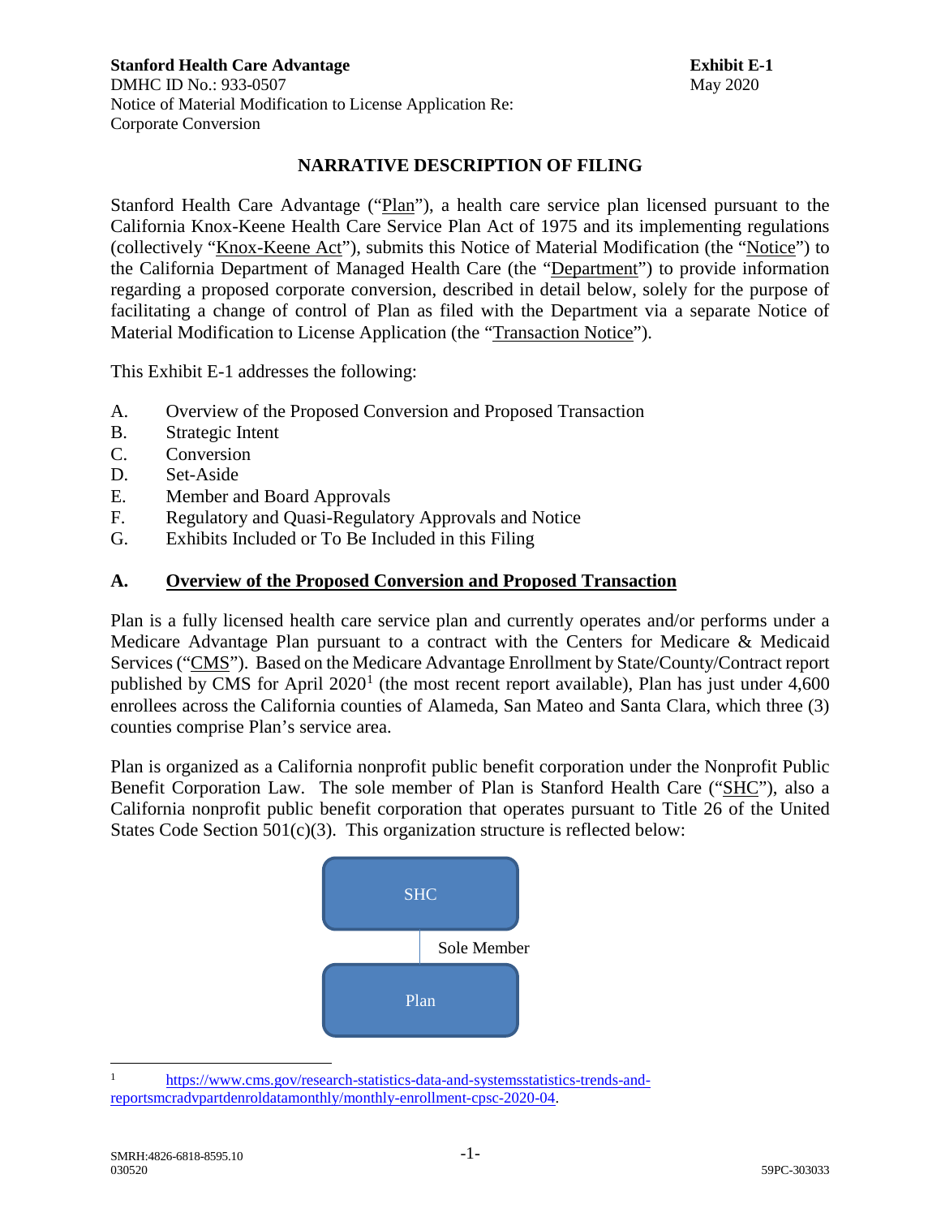**Stanford Health Care Advantage**
DMHC ID No.: 933-0507
Notice of Material Modification to License Application Re:
Corporate Conversion

**Exhibit E-1**
May 2020

## NARRATIVE DESCRIPTION OF FILING

Stanford Health Care Advantage ("Plan"), a health care service plan licensed pursuant to the California Knox-Keene Health Care Service Plan Act of 1975 and its implementing regulations (collectively "Knox-Keene Act"), submits this Notice of Material Modification (the "Notice") to the California Department of Managed Health Care (the "Department") to provide information regarding a proposed corporate conversion, described in detail below, solely for the purpose of facilitating a change of control of Plan as filed with the Department via a separate Notice of Material Modification to License Application (the "Transaction Notice").

This Exhibit E-1 addresses the following:

A. Overview of the Proposed Conversion and Proposed Transaction
B. Strategic Intent
C. Conversion
D. Set-Aside
E. Member and Board Approvals
F. Regulatory and Quasi-Regulatory Approvals and Notice
G. Exhibits Included or To Be Included in this Filing

### A. Overview of the Proposed Conversion and Proposed Transaction

Plan is a fully licensed health care service plan and currently operates and/or performs under a Medicare Advantage Plan pursuant to a contract with the Centers for Medicare & Medicaid Services ("CMS"). Based on the Medicare Advantage Enrollment by State/County/Contract report published by CMS for April 2020[1] (the most recent report available), Plan has just under 4,600 enrollees across the California counties of Alameda, San Mateo and Santa Clara, which three (3) counties comprise Plan's service area.

Plan is organized as a California nonprofit public benefit corporation under the Nonprofit Public Benefit Corporation Law. The sole member of Plan is Stanford Health Care ("SHC"), also a California nonprofit public benefit corporation that operates pursuant to Title 26 of the United States Code Section 501(c)(3). This organization structure is reflected below:

SHC
|
Sole Member
|
Plan

[1] https://www.cms.gov/research-statistics-data-and-systemsstatistics-trends-and-reportsmcradvpartdenroldatamonthly/monthly-enrollment-cpsc-2020-04.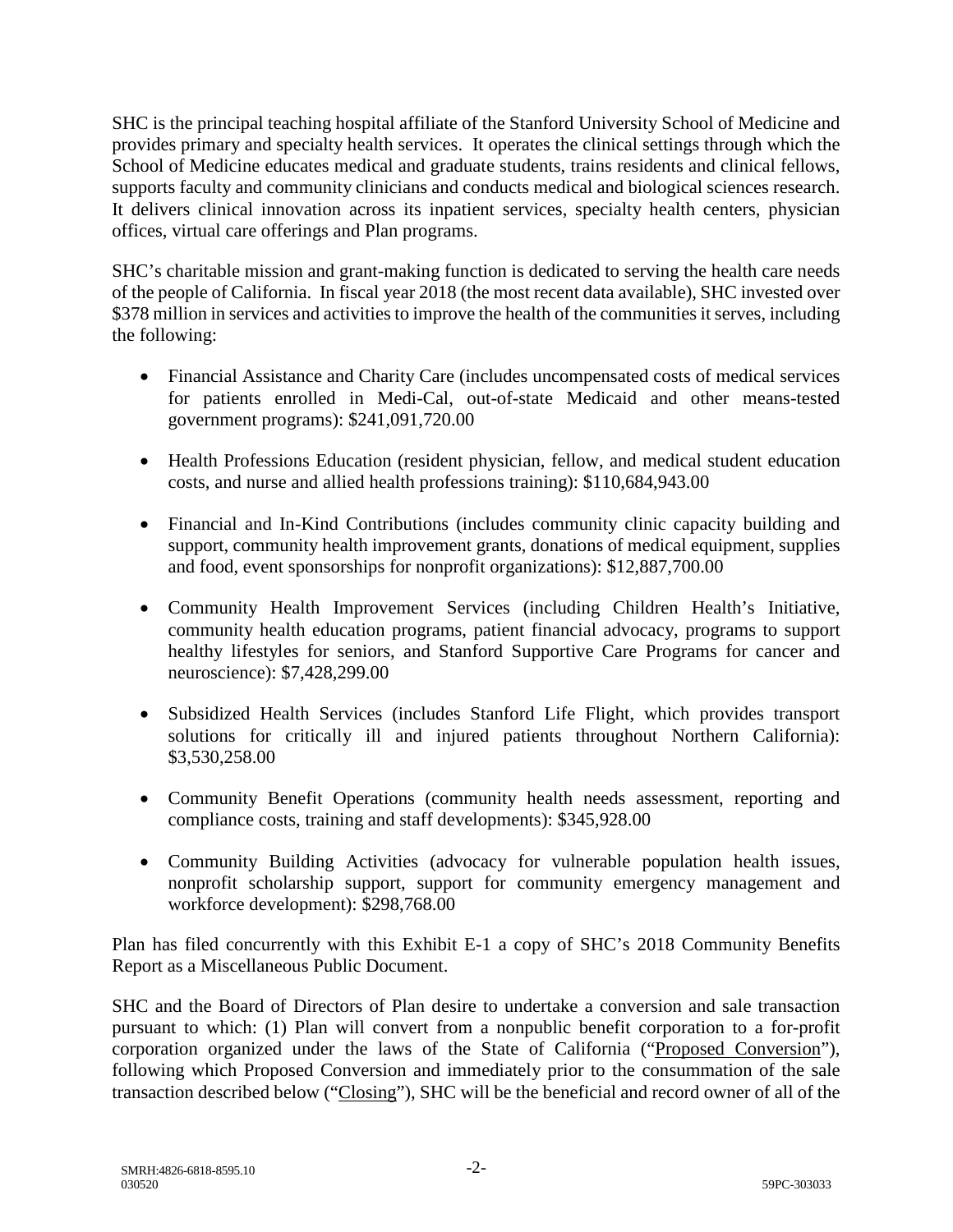SHC is the principal teaching hospital affiliate of the Stanford University School of Medicine and provides primary and specialty health services. It operates the clinical settings through which the School of Medicine educates medical and graduate students, trains residents and clinical fellows, supports faculty and community clinicians and conducts medical and biological sciences research. It delivers clinical innovation across its inpatient services, specialty health centers, physician offices, virtual care offerings and Plan programs.

SHC's charitable mission and grant-making function is dedicated to serving the health care needs of the people of California. In fiscal year 2018 (the most recent data available), SHC invested over $378 million in services and activities to improve the health of the communities it serves, including the following:

- Financial Assistance and Charity Care (includes uncompensated costs of medical services for patients enrolled in Medi-Cal, out-of-state Medicaid and other means-tested government programs): $241,091,720.00
- Health Professions Education (resident physician, fellow, and medical student education costs, and nurse and allied health professions training): $110,684,943.00
- Financial and In-Kind Contributions (includes community clinic capacity building and support, community health improvement grants, donations of medical equipment, supplies and food, event sponsorships for nonprofit organizations): $12,887,700.00
- Community Health Improvement Services (including Children Health's Initiative, community health education programs, patient financial advocacy, programs to support healthy lifestyles for seniors, and Stanford Supportive Care Programs for cancer and neuroscience): $7,428,299.00
- Subsidized Health Services (includes Stanford Life Flight, which provides transport solutions for critically ill and injured patients throughout Northern California): $3,530,258.00
- Community Benefit Operations (community health needs assessment, reporting and compliance costs, training and staff developments): $345,928.00
- Community Building Activities (advocacy for vulnerable population health issues, nonprofit scholarship support, support for community emergency management and workforce development): $298,768.00

Plan has filed concurrently with this Exhibit E-1 a copy of SHC's 2018 Community Benefits Report as a Miscellaneous Public Document.

SHC and the Board of Directors of Plan desire to undertake a conversion and sale transaction pursuant to which: (1) Plan will convert from a nonpublic benefit corporation to a for-profit corporation organized under the laws of the State of California ("Proposed Conversion"), following which Proposed Conversion and immediately prior to the consummation of the sale transaction described below ("Closing"), SHC will be the beneficial and record owner of all of the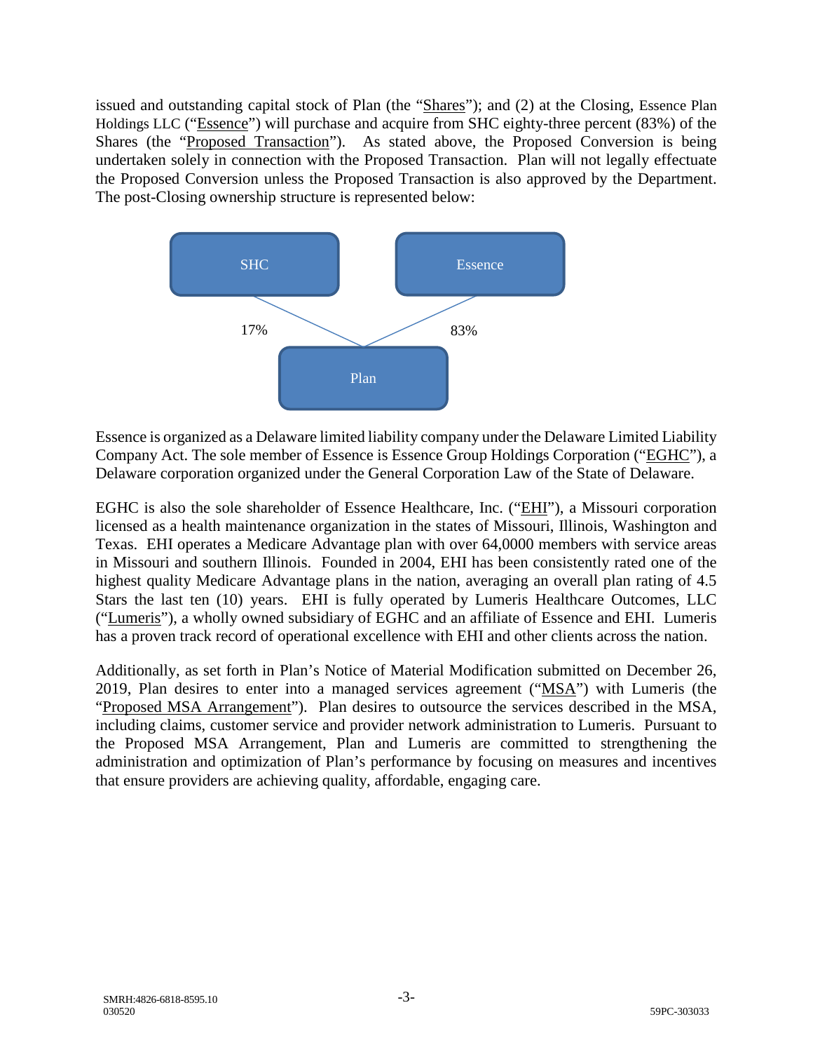issued and outstanding capital stock of Plan (the "Shares"); and (2) at the Closing, Essence Plan Holdings LLC ("Essence") will purchase and acquire from SHC eighty-three percent (83%) of the Shares (the "Proposed Transaction"). As stated above, the Proposed Conversion is being undertaken solely in connection with the Proposed Transaction. Plan will not legally effectuate the Proposed Conversion unless the Proposed Transaction is also approved by the Department. The post-Closing ownership structure is represented below:

SHC — 17% — Plan

Essence — 83% — Plan

Essence is organized as a Delaware limited liability company under the Delaware Limited Liability Company Act. The sole member of Essence is Essence Group Holdings Corporation ("EGHC"), a Delaware corporation organized under the General Corporation Law of the State of Delaware.

EGHC is also the sole shareholder of Essence Healthcare, Inc. ("EHI"), a Missouri corporation licensed as a health maintenance organization in the states of Missouri, Illinois, Washington and Texas. EHI operates a Medicare Advantage plan with over 64,0000 members with service areas in Missouri and southern Illinois. Founded in 2004, EHI has been consistently rated one of the highest quality Medicare Advantage plans in the nation, averaging an overall plan rating of 4.5 Stars the last ten (10) years. EHI is fully operated by Lumeris Healthcare Outcomes, LLC ("Lumeris"), a wholly owned subsidiary of EGHC and an affiliate of Essence and EHI. Lumeris has a proven track record of operational excellence with EHI and other clients across the nation.

Additionally, as set forth in Plan's Notice of Material Modification submitted on December 26, 2019, Plan desires to enter into a managed services agreement ("MSA") with Lumeris (the "Proposed MSA Arrangement"). Plan desires to outsource the services described in the MSA, including claims, customer service and provider network administration to Lumeris. Pursuant to the Proposed MSA Arrangement, Plan and Lumeris are committed to strengthening the administration and optimization of Plan's performance by focusing on measures and incentives that ensure providers are achieving quality, affordable, engaging care.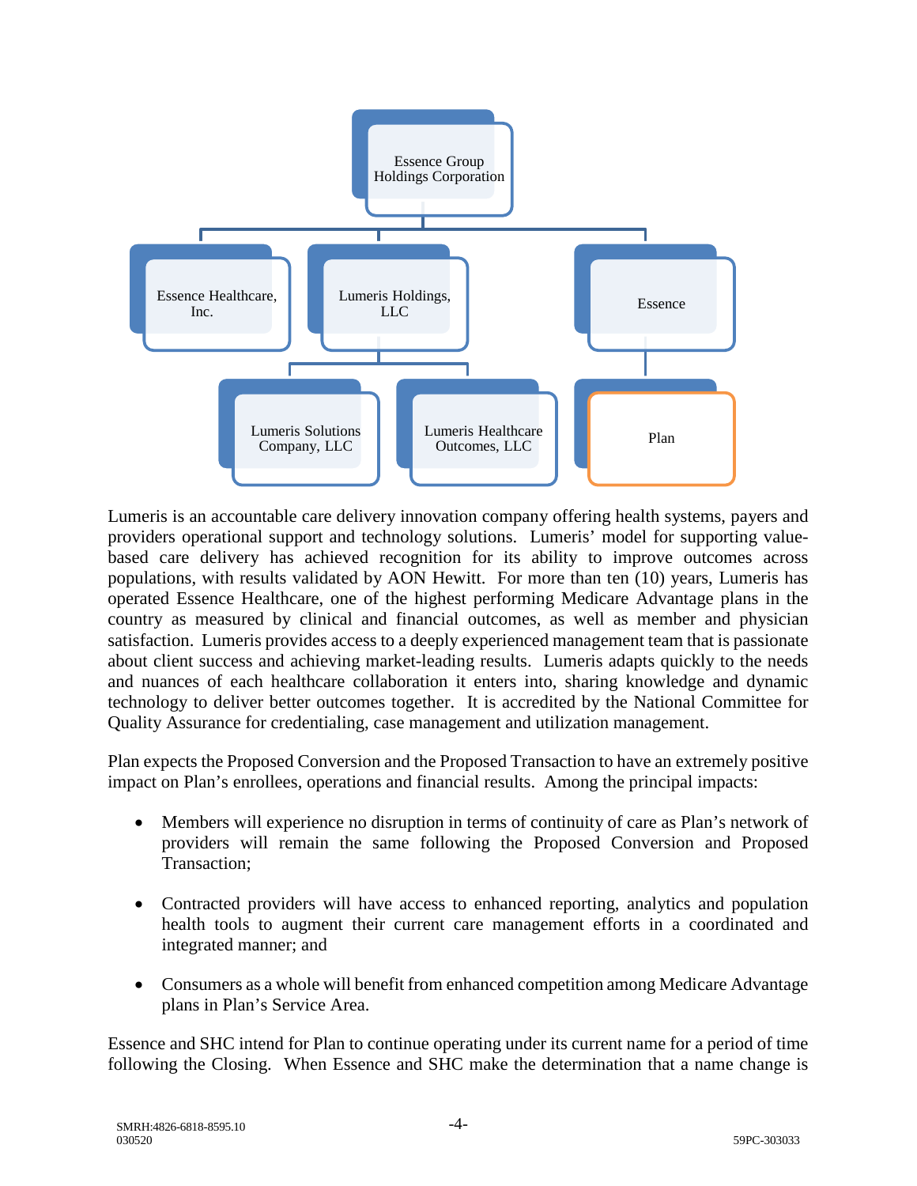Essence Group Holdings Corporation

- Essence Healthcare, Inc.
- Lumeris Holdings, LLC
  - Lumeris Solutions Company, LLC
  - Lumeris Healthcare Outcomes, LLC
- Essence
  - Plan

Lumeris is an accountable care delivery innovation company offering health systems, payers and providers operational support and technology solutions. Lumeris' model for supporting value-based care delivery has achieved recognition for its ability to improve outcomes across populations, with results validated by AON Hewitt. For more than ten (10) years, Lumeris has operated Essence Healthcare, one of the highest performing Medicare Advantage plans in the country as measured by clinical and financial outcomes, as well as member and physician satisfaction. Lumeris provides access to a deeply experienced management team that is passionate about client success and achieving market-leading results. Lumeris adapts quickly to the needs and nuances of each healthcare collaboration it enters into, sharing knowledge and dynamic technology to deliver better outcomes together. It is accredited by the National Committee for Quality Assurance for credentialing, case management and utilization management.

Plan expects the Proposed Conversion and the Proposed Transaction to have an extremely positive impact on Plan's enrollees, operations and financial results. Among the principal impacts:

- Members will experience no disruption in terms of continuity of care as Plan's network of providers will remain the same following the Proposed Conversion and Proposed Transaction;
- Contracted providers will have access to enhanced reporting, analytics and population health tools to augment their current care management efforts in a coordinated and integrated manner; and
- Consumers as a whole will benefit from enhanced competition among Medicare Advantage plans in Plan's Service Area.

Essence and SHC intend for Plan to continue operating under its current name for a period of time following the Closing. When Essence and SHC make the determination that a name change is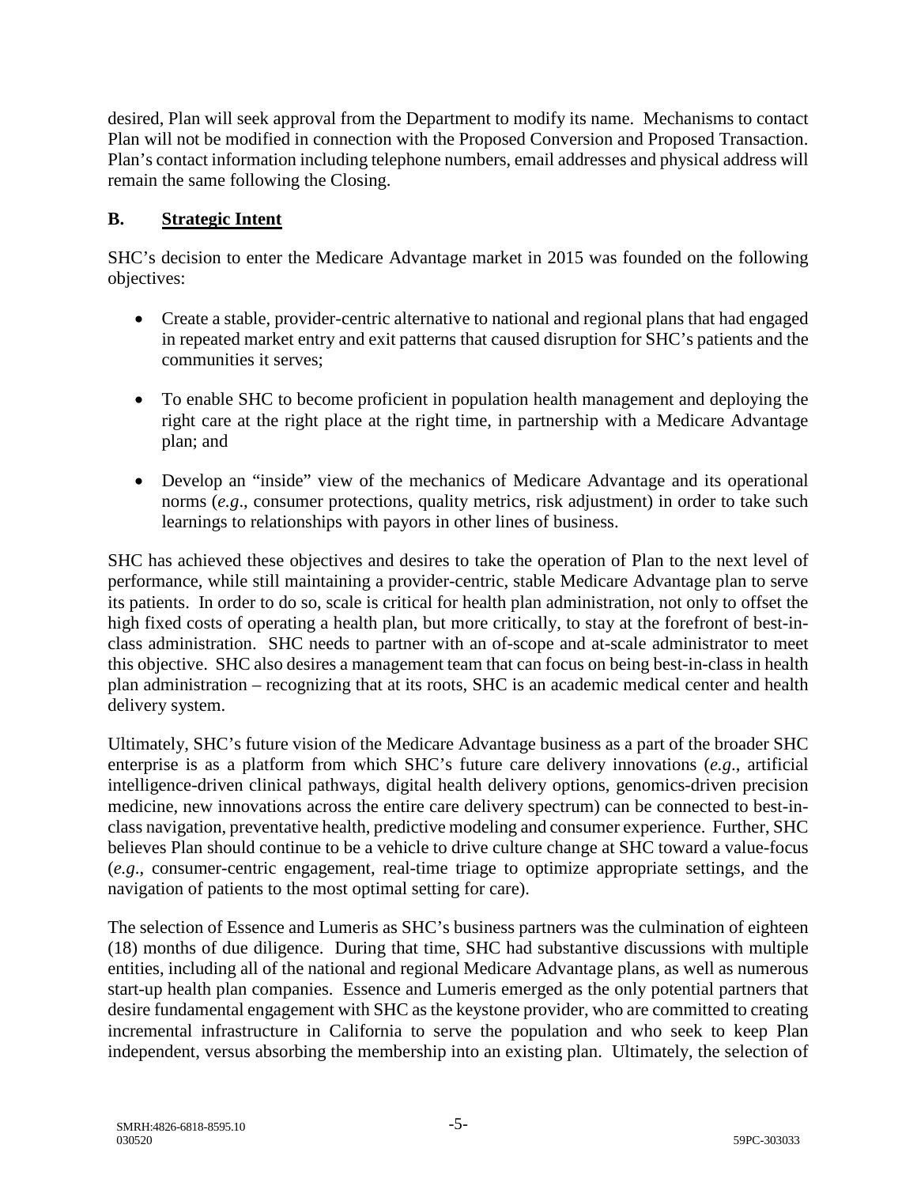desired, Plan will seek approval from the Department to modify its name. Mechanisms to contact Plan will not be modified in connection with the Proposed Conversion and Proposed Transaction. Plan's contact information including telephone numbers, email addresses and physical address will remain the same following the Closing.

## B. Strategic Intent

SHC's decision to enter the Medicare Advantage market in 2015 was founded on the following objectives:

- Create a stable, provider-centric alternative to national and regional plans that had engaged in repeated market entry and exit patterns that caused disruption for SHC's patients and the communities it serves;
- To enable SHC to become proficient in population health management and deploying the right care at the right place at the right time, in partnership with a Medicare Advantage plan; and
- Develop an "inside" view of the mechanics of Medicare Advantage and its operational norms (*e.g*., consumer protections, quality metrics, risk adjustment) in order to take such learnings to relationships with payors in other lines of business.

SHC has achieved these objectives and desires to take the operation of Plan to the next level of performance, while still maintaining a provider-centric, stable Medicare Advantage plan to serve its patients. In order to do so, scale is critical for health plan administration, not only to offset the high fixed costs of operating a health plan, but more critically, to stay at the forefront of best-in-class administration. SHC needs to partner with an of-scope and at-scale administrator to meet this objective. SHC also desires a management team that can focus on being best-in-class in health plan administration – recognizing that at its roots, SHC is an academic medical center and health delivery system.

Ultimately, SHC's future vision of the Medicare Advantage business as a part of the broader SHC enterprise is as a platform from which SHC's future care delivery innovations (*e.g*., artificial intelligence-driven clinical pathways, digital health delivery options, genomics-driven precision medicine, new innovations across the entire care delivery spectrum) can be connected to best-in-class navigation, preventative health, predictive modeling and consumer experience. Further, SHC believes Plan should continue to be a vehicle to drive culture change at SHC toward a value-focus (*e.g*., consumer-centric engagement, real-time triage to optimize appropriate settings, and the navigation of patients to the most optimal setting for care).

The selection of Essence and Lumeris as SHC's business partners was the culmination of eighteen (18) months of due diligence. During that time, SHC had substantive discussions with multiple entities, including all of the national and regional Medicare Advantage plans, as well as numerous start-up health plan companies. Essence and Lumeris emerged as the only potential partners that desire fundamental engagement with SHC as the keystone provider, who are committed to creating incremental infrastructure in California to serve the population and who seek to keep Plan independent, versus absorbing the membership into an existing plan. Ultimately, the selection of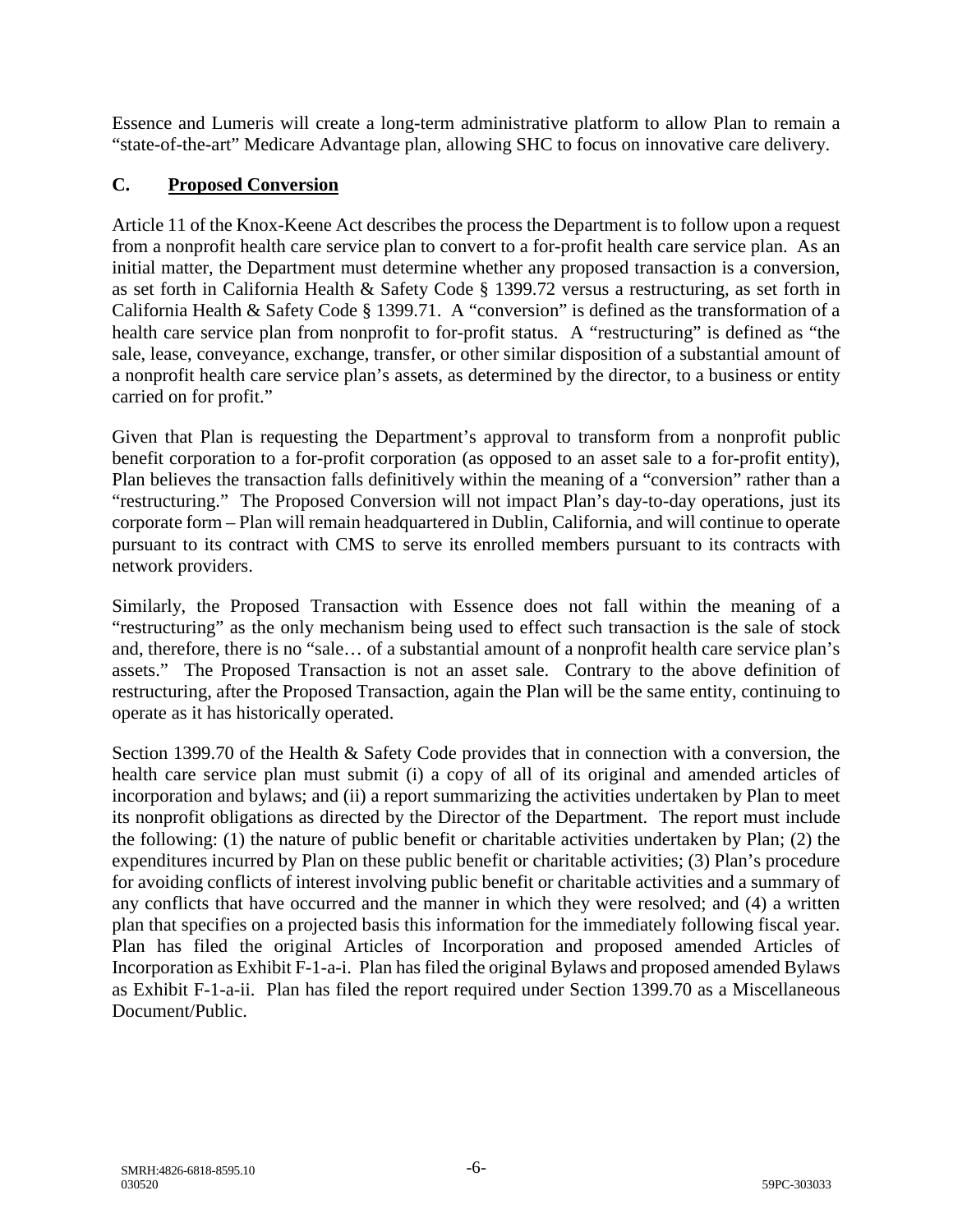Essence and Lumeris will create a long-term administrative platform to allow Plan to remain a "state-of-the-art" Medicare Advantage plan, allowing SHC to focus on innovative care delivery.

## C. <u>Proposed Conversion</u>

Article 11 of the Knox-Keene Act describes the process the Department is to follow upon a request from a nonprofit health care service plan to convert to a for-profit health care service plan. As an initial matter, the Department must determine whether any proposed transaction is a conversion, as set forth in California Health & Safety Code § 1399.72 versus a restructuring, as set forth in California Health & Safety Code § 1399.71. A "conversion" is defined as the transformation of a health care service plan from nonprofit to for-profit status. A "restructuring" is defined as "the sale, lease, conveyance, exchange, transfer, or other similar disposition of a substantial amount of a nonprofit health care service plan's assets, as determined by the director, to a business or entity carried on for profit."

Given that Plan is requesting the Department's approval to transform from a nonprofit public benefit corporation to a for-profit corporation (as opposed to an asset sale to a for-profit entity), Plan believes the transaction falls definitively within the meaning of a "conversion" rather than a "restructuring." The Proposed Conversion will not impact Plan's day-to-day operations, just its corporate form – Plan will remain headquartered in Dublin, California, and will continue to operate pursuant to its contract with CMS to serve its enrolled members pursuant to its contracts with network providers.

Similarly, the Proposed Transaction with Essence does not fall within the meaning of a "restructuring" as the only mechanism being used to effect such transaction is the sale of stock and, therefore, there is no "sale… of a substantial amount of a nonprofit health care service plan's assets." The Proposed Transaction is not an asset sale. Contrary to the above definition of restructuring, after the Proposed Transaction, again the Plan will be the same entity, continuing to operate as it has historically operated.

Section 1399.70 of the Health & Safety Code provides that in connection with a conversion, the health care service plan must submit (i) a copy of all of its original and amended articles of incorporation and bylaws; and (ii) a report summarizing the activities undertaken by Plan to meet its nonprofit obligations as directed by the Director of the Department. The report must include the following: (1) the nature of public benefit or charitable activities undertaken by Plan; (2) the expenditures incurred by Plan on these public benefit or charitable activities; (3) Plan's procedure for avoiding conflicts of interest involving public benefit or charitable activities and a summary of any conflicts that have occurred and the manner in which they were resolved; and (4) a written plan that specifies on a projected basis this information for the immediately following fiscal year. Plan has filed the original Articles of Incorporation and proposed amended Articles of Incorporation as Exhibit F-1-a-i. Plan has filed the original Bylaws and proposed amended Bylaws as Exhibit F-1-a-ii. Plan has filed the report required under Section 1399.70 as a Miscellaneous Document/Public.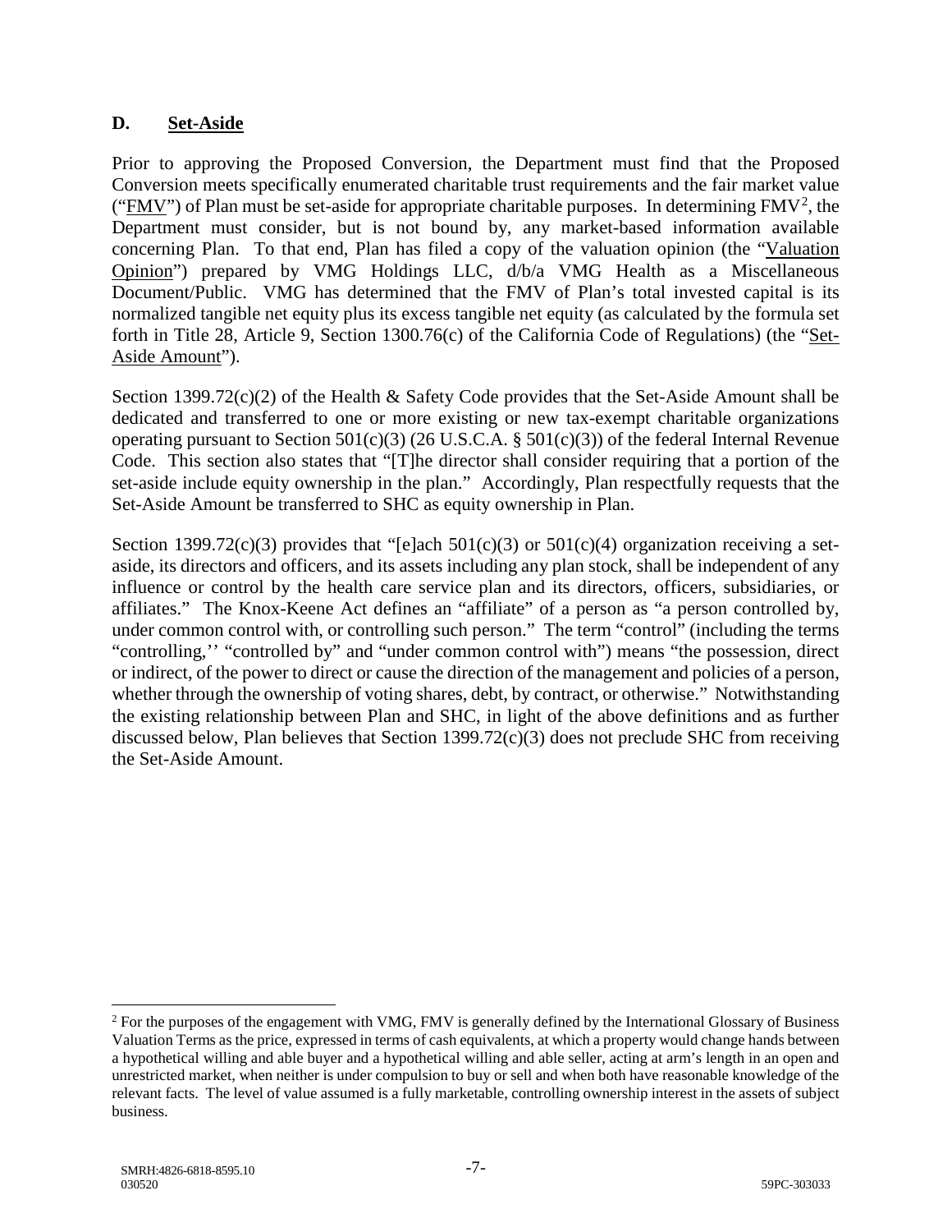### D. Set-Aside

Prior to approving the Proposed Conversion, the Department must find that the Proposed Conversion meets specifically enumerated charitable trust requirements and the fair market value ("FMV") of Plan must be set-aside for appropriate charitable purposes. In determining FMV[2], the Department must consider, but is not bound by, any market-based information available concerning Plan. To that end, Plan has filed a copy of the valuation opinion (the "Valuation Opinion") prepared by VMG Holdings LLC, d/b/a VMG Health as a Miscellaneous Document/Public. VMG has determined that the FMV of Plan's total invested capital is its normalized tangible net equity plus its excess tangible net equity (as calculated by the formula set forth in Title 28, Article 9, Section 1300.76(c) of the California Code of Regulations) (the "Set-Aside Amount").

Section 1399.72(c)(2) of the Health & Safety Code provides that the Set-Aside Amount shall be dedicated and transferred to one or more existing or new tax-exempt charitable organizations operating pursuant to Section 501(c)(3) (26 U.S.C.A. § 501(c)(3)) of the federal Internal Revenue Code. This section also states that "[T]he director shall consider requiring that a portion of the set-aside include equity ownership in the plan." Accordingly, Plan respectfully requests that the Set-Aside Amount be transferred to SHC as equity ownership in Plan.

Section 1399.72(c)(3) provides that "[e]ach 501(c)(3) or 501(c)(4) organization receiving a set-aside, its directors and officers, and its assets including any plan stock, shall be independent of any influence or control by the health care service plan and its directors, officers, subsidiaries, or affiliates." The Knox-Keene Act defines an "affiliate" of a person as "a person controlled by, under common control with, or controlling such person." The term "control" (including the terms "controlling,'' "controlled by" and "under common control with") means "the possession, direct or indirect, of the power to direct or cause the direction of the management and policies of a person, whether through the ownership of voting shares, debt, by contract, or otherwise." Notwithstanding the existing relationship between Plan and SHC, in light of the above definitions and as further discussed below, Plan believes that Section 1399.72(c)(3) does not preclude SHC from receiving the Set-Aside Amount.

---

[2] For the purposes of the engagement with VMG, FMV is generally defined by the International Glossary of Business Valuation Terms as the price, expressed in terms of cash equivalents, at which a property would change hands between a hypothetical willing and able buyer and a hypothetical willing and able seller, acting at arm's length in an open and unrestricted market, when neither is under compulsion to buy or sell and when both have reasonable knowledge of the relevant facts. The level of value assumed is a fully marketable, controlling ownership interest in the assets of subject business.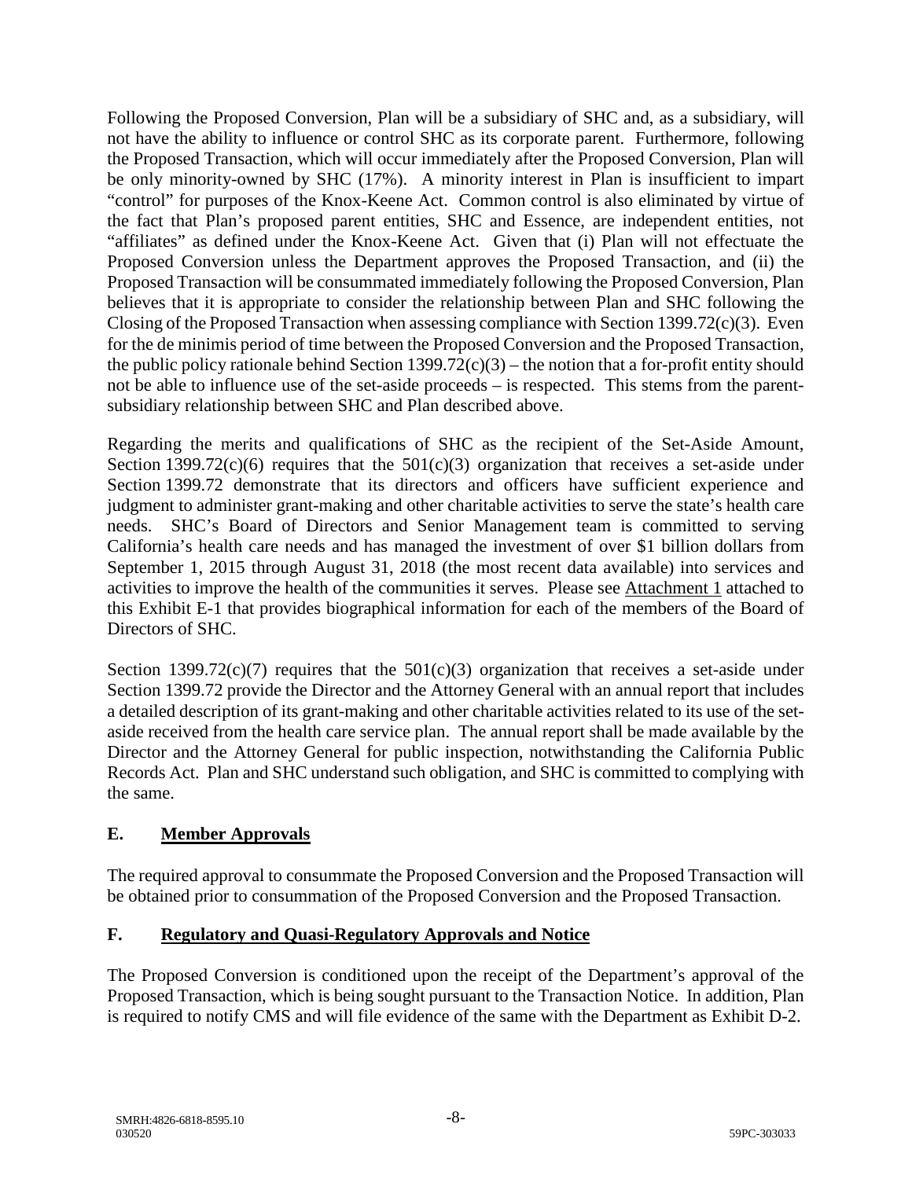Following the Proposed Conversion, Plan will be a subsidiary of SHC and, as a subsidiary, will not have the ability to influence or control SHC as its corporate parent. Furthermore, following the Proposed Transaction, which will occur immediately after the Proposed Conversion, Plan will be only minority-owned by SHC (17%). A minority interest in Plan is insufficient to impart "control" for purposes of the Knox-Keene Act. Common control is also eliminated by virtue of the fact that Plan's proposed parent entities, SHC and Essence, are independent entities, not "affiliates" as defined under the Knox-Keene Act. Given that (i) Plan will not effectuate the Proposed Conversion unless the Department approves the Proposed Transaction, and (ii) the Proposed Transaction will be consummated immediately following the Proposed Conversion, Plan believes that it is appropriate to consider the relationship between Plan and SHC following the Closing of the Proposed Transaction when assessing compliance with Section 1399.72(c)(3). Even for the de minimis period of time between the Proposed Conversion and the Proposed Transaction, the public policy rationale behind Section 1399.72(c)(3) – the notion that a for-profit entity should not be able to influence use of the set-aside proceeds – is respected. This stems from the parent-subsidiary relationship between SHC and Plan described above.

Regarding the merits and qualifications of SHC as the recipient of the Set-Aside Amount, Section 1399.72(c)(6) requires that the 501(c)(3) organization that receives a set-aside under Section 1399.72 demonstrate that its directors and officers have sufficient experience and judgment to administer grant-making and other charitable activities to serve the state's health care needs. SHC's Board of Directors and Senior Management team is committed to serving California's health care needs and has managed the investment of over $1 billion dollars from September 1, 2015 through August 31, 2018 (the most recent data available) into services and activities to improve the health of the communities it serves. Please see Attachment 1 attached to this Exhibit E-1 that provides biographical information for each of the members of the Board of Directors of SHC.

Section 1399.72(c)(7) requires that the 501(c)(3) organization that receives a set-aside under Section 1399.72 provide the Director and the Attorney General with an annual report that includes a detailed description of its grant-making and other charitable activities related to its use of the set-aside received from the health care service plan. The annual report shall be made available by the Director and the Attorney General for public inspection, notwithstanding the California Public Records Act. Plan and SHC understand such obligation, and SHC is committed to complying with the same.

## E. Member Approvals

The required approval to consummate the Proposed Conversion and the Proposed Transaction will be obtained prior to consummation of the Proposed Conversion and the Proposed Transaction.

## F. Regulatory and Quasi-Regulatory Approvals and Notice

The Proposed Conversion is conditioned upon the receipt of the Department's approval of the Proposed Transaction, which is being sought pursuant to the Transaction Notice. In addition, Plan is required to notify CMS and will file evidence of the same with the Department as Exhibit D-2.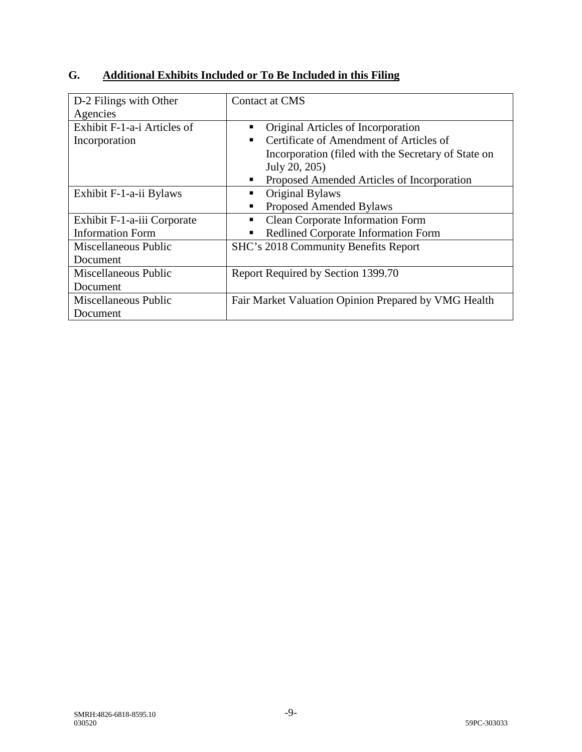## G. Additional Exhibits Included or To Be Included in this Filing

| | |
|---|---|
| D-2 Filings with Other Agencies | Contact at CMS |
| Exhibit F-1-a-i Articles of Incorporation | ▪ Original Articles of Incorporation<br>▪ Certificate of Amendment of Articles of Incorporation (filed with the Secretary of State on July 20, 205)<br>▪ Proposed Amended Articles of Incorporation |
| Exhibit F-1-a-ii Bylaws | ▪ Original Bylaws<br>▪ Proposed Amended Bylaws |
| Exhibit F-1-a-iii Corporate Information Form | ▪ Clean Corporate Information Form<br>▪ Redlined Corporate Information Form |
| Miscellaneous Public Document | SHC's 2018 Community Benefits Report |
| Miscellaneous Public Document | Report Required by Section 1399.70 |
| Miscellaneous Public Document | Fair Market Valuation Opinion Prepared by VMG Health |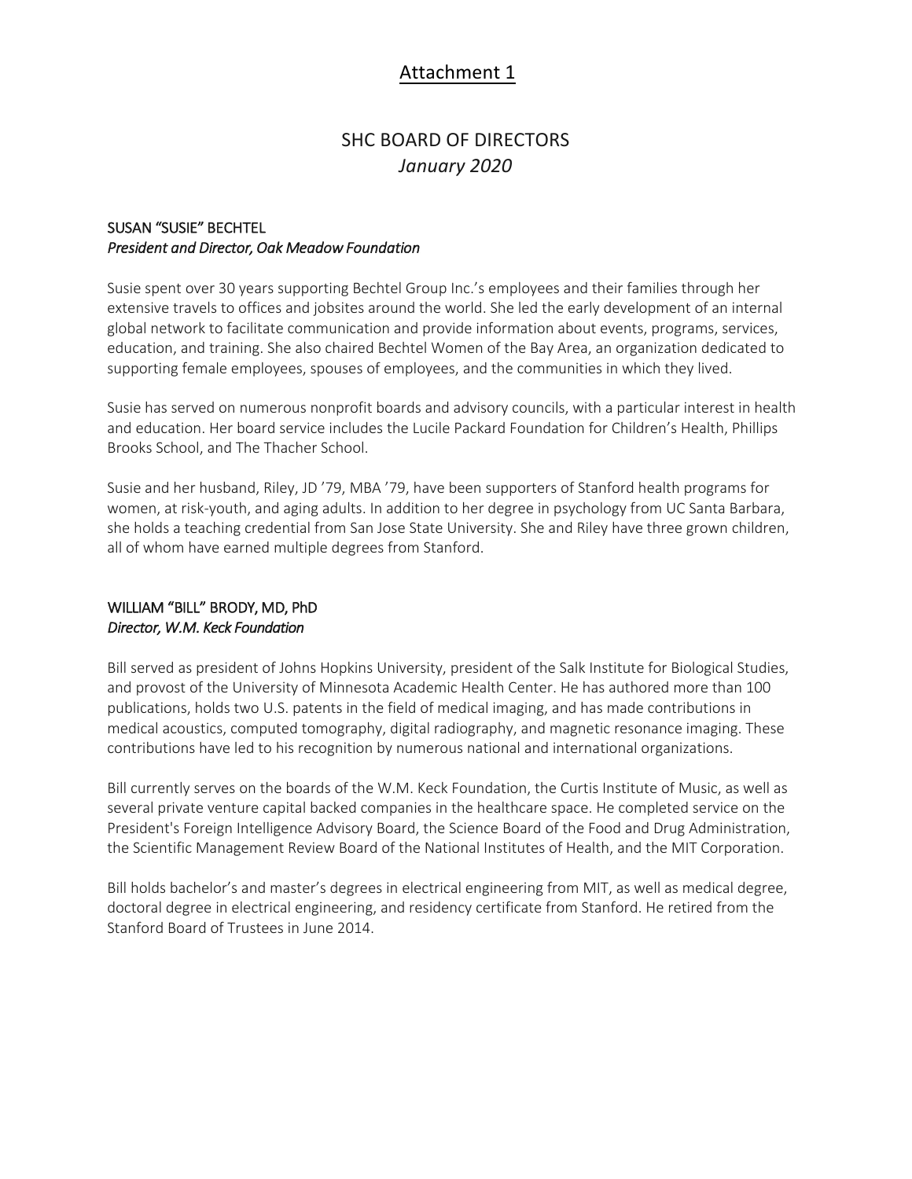# Attachment 1

## SHC BOARD OF DIRECTORS
*January 2020*

### SUSAN "SUSIE" BECHTEL
*President and Director, Oak Meadow Foundation*

Susie spent over 30 years supporting Bechtel Group Inc.'s employees and their families through her extensive travels to offices and jobsites around the world. She led the early development of an internal global network to facilitate communication and provide information about events, programs, services, education, and training. She also chaired Bechtel Women of the Bay Area, an organization dedicated to supporting female employees, spouses of employees, and the communities in which they lived.

Susie has served on numerous nonprofit boards and advisory councils, with a particular interest in health and education. Her board service includes the Lucile Packard Foundation for Children's Health, Phillips Brooks School, and The Thacher School.

Susie and her husband, Riley, JD '79, MBA '79, have been supporters of Stanford health programs for women, at risk-youth, and aging adults. In addition to her degree in psychology from UC Santa Barbara, she holds a teaching credential from San Jose State University. She and Riley have three grown children, all of whom have earned multiple degrees from Stanford.

### WILLIAM "BILL" BRODY, MD, PhD
*Director, W.M. Keck Foundation*

Bill served as president of Johns Hopkins University, president of the Salk Institute for Biological Studies, and provost of the University of Minnesota Academic Health Center. He has authored more than 100 publications, holds two U.S. patents in the field of medical imaging, and has made contributions in medical acoustics, computed tomography, digital radiography, and magnetic resonance imaging. These contributions have led to his recognition by numerous national and international organizations.

Bill currently serves on the boards of the W.M. Keck Foundation, the Curtis Institute of Music, as well as several private venture capital backed companies in the healthcare space. He completed service on the President's Foreign Intelligence Advisory Board, the Science Board of the Food and Drug Administration, the Scientific Management Review Board of the National Institutes of Health, and the MIT Corporation.

Bill holds bachelor's and master's degrees in electrical engineering from MIT, as well as medical degree, doctoral degree in electrical engineering, and residency certificate from Stanford. He retired from the Stanford Board of Trustees in June 2014.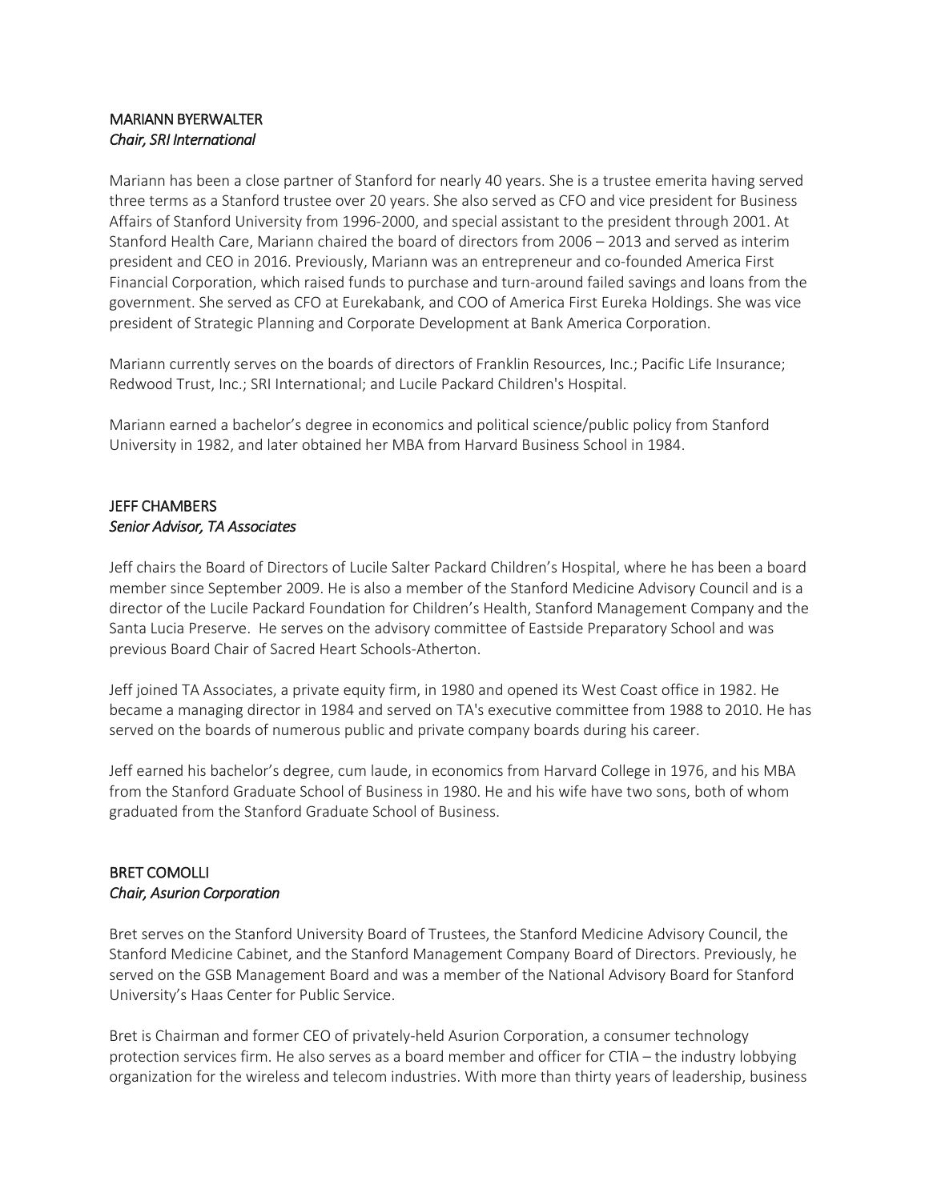**MARIANN BYERWALTER**
*Chair, SRI International*

Mariann has been a close partner of Stanford for nearly 40 years. She is a trustee emerita having served three terms as a Stanford trustee over 20 years. She also served as CFO and vice president for Business Affairs of Stanford University from 1996-2000, and special assistant to the president through 2001. At Stanford Health Care, Mariann chaired the board of directors from 2006 – 2013 and served as interim president and CEO in 2016. Previously, Mariann was an entrepreneur and co-founded America First Financial Corporation, which raised funds to purchase and turn-around failed savings and loans from the government. She served as CFO at Eurekabank, and COO of America First Eureka Holdings. She was vice president of Strategic Planning and Corporate Development at Bank America Corporation.

Mariann currently serves on the boards of directors of Franklin Resources, Inc.; Pacific Life Insurance; Redwood Trust, Inc.; SRI International; and Lucile Packard Children's Hospital.

Mariann earned a bachelor's degree in economics and political science/public policy from Stanford University in 1982, and later obtained her MBA from Harvard Business School in 1984.

**JEFF CHAMBERS**
*Senior Advisor, TA Associates*

Jeff chairs the Board of Directors of Lucile Salter Packard Children's Hospital, where he has been a board member since September 2009. He is also a member of the Stanford Medicine Advisory Council and is a director of the Lucile Packard Foundation for Children's Health, Stanford Management Company and the Santa Lucia Preserve. He serves on the advisory committee of Eastside Preparatory School and was previous Board Chair of Sacred Heart Schools-Atherton.

Jeff joined TA Associates, a private equity firm, in 1980 and opened its West Coast office in 1982. He became a managing director in 1984 and served on TA's executive committee from 1988 to 2010. He has served on the boards of numerous public and private company boards during his career.

Jeff earned his bachelor's degree, cum laude, in economics from Harvard College in 1976, and his MBA from the Stanford Graduate School of Business in 1980. He and his wife have two sons, both of whom graduated from the Stanford Graduate School of Business.

**BRET COMOLLI**
*Chair, Asurion Corporation*

Bret serves on the Stanford University Board of Trustees, the Stanford Medicine Advisory Council, the Stanford Medicine Cabinet, and the Stanford Management Company Board of Directors. Previously, he served on the GSB Management Board and was a member of the National Advisory Board for Stanford University's Haas Center for Public Service.

Bret is Chairman and former CEO of privately-held Asurion Corporation, a consumer technology protection services firm. He also serves as a board member and officer for CTIA – the industry lobbying organization for the wireless and telecom industries. With more than thirty years of leadership, business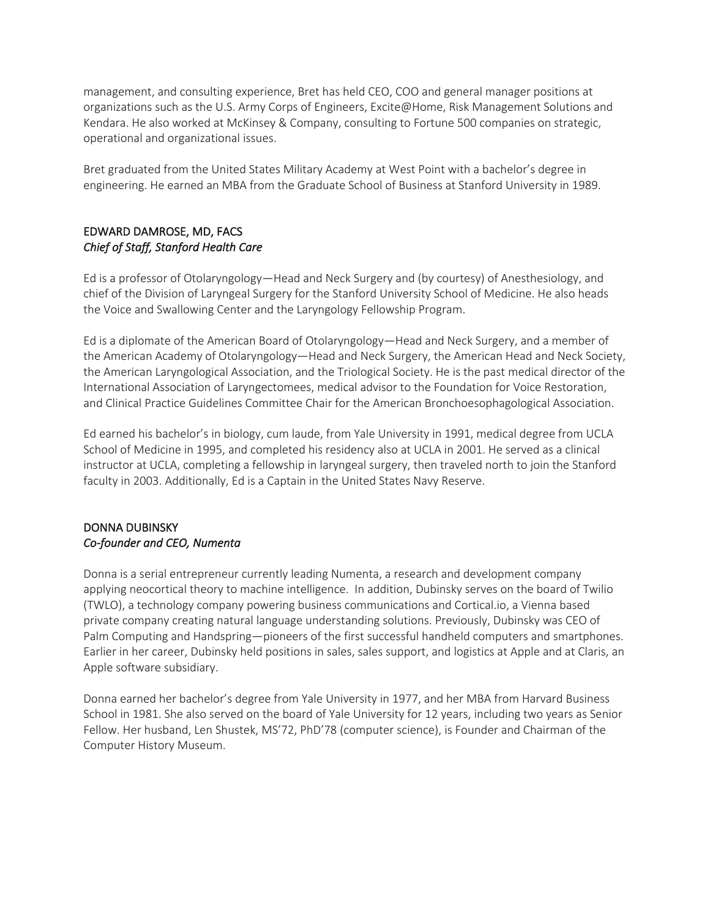management, and consulting experience, Bret has held CEO, COO and general manager positions at organizations such as the U.S. Army Corps of Engineers, Excite@Home, Risk Management Solutions and Kendara. He also worked at McKinsey & Company, consulting to Fortune 500 companies on strategic, operational and organizational issues.

Bret graduated from the United States Military Academy at West Point with a bachelor's degree in engineering. He earned an MBA from the Graduate School of Business at Stanford University in 1989.

### EDWARD DAMROSE, MD, FACS
*Chief of Staff, Stanford Health Care*

Ed is a professor of Otolaryngology—Head and Neck Surgery and (by courtesy) of Anesthesiology, and chief of the Division of Laryngeal Surgery for the Stanford University School of Medicine. He also heads the Voice and Swallowing Center and the Laryngology Fellowship Program.

Ed is a diplomate of the American Board of Otolaryngology—Head and Neck Surgery, and a member of the American Academy of Otolaryngology—Head and Neck Surgery, the American Head and Neck Society, the American Laryngological Association, and the Triological Society. He is the past medical director of the International Association of Laryngectomees, medical advisor to the Foundation for Voice Restoration, and Clinical Practice Guidelines Committee Chair for the American Bronchoesophagological Association.

Ed earned his bachelor's in biology, cum laude, from Yale University in 1991, medical degree from UCLA School of Medicine in 1995, and completed his residency also at UCLA in 2001. He served as a clinical instructor at UCLA, completing a fellowship in laryngeal surgery, then traveled north to join the Stanford faculty in 2003. Additionally, Ed is a Captain in the United States Navy Reserve.

### DONNA DUBINSKY
*Co-founder and CEO, Numenta*

Donna is a serial entrepreneur currently leading Numenta, a research and development company applying neocortical theory to machine intelligence. In addition, Dubinsky serves on the board of Twilio (TWLO), a technology company powering business communications and Cortical.io, a Vienna based private company creating natural language understanding solutions. Previously, Dubinsky was CEO of Palm Computing and Handspring—pioneers of the first successful handheld computers and smartphones. Earlier in her career, Dubinsky held positions in sales, sales support, and logistics at Apple and at Claris, an Apple software subsidiary.

Donna earned her bachelor's degree from Yale University in 1977, and her MBA from Harvard Business School in 1981. She also served on the board of Yale University for 12 years, including two years as Senior Fellow. Her husband, Len Shustek, MS'72, PhD'78 (computer science), is Founder and Chairman of the Computer History Museum.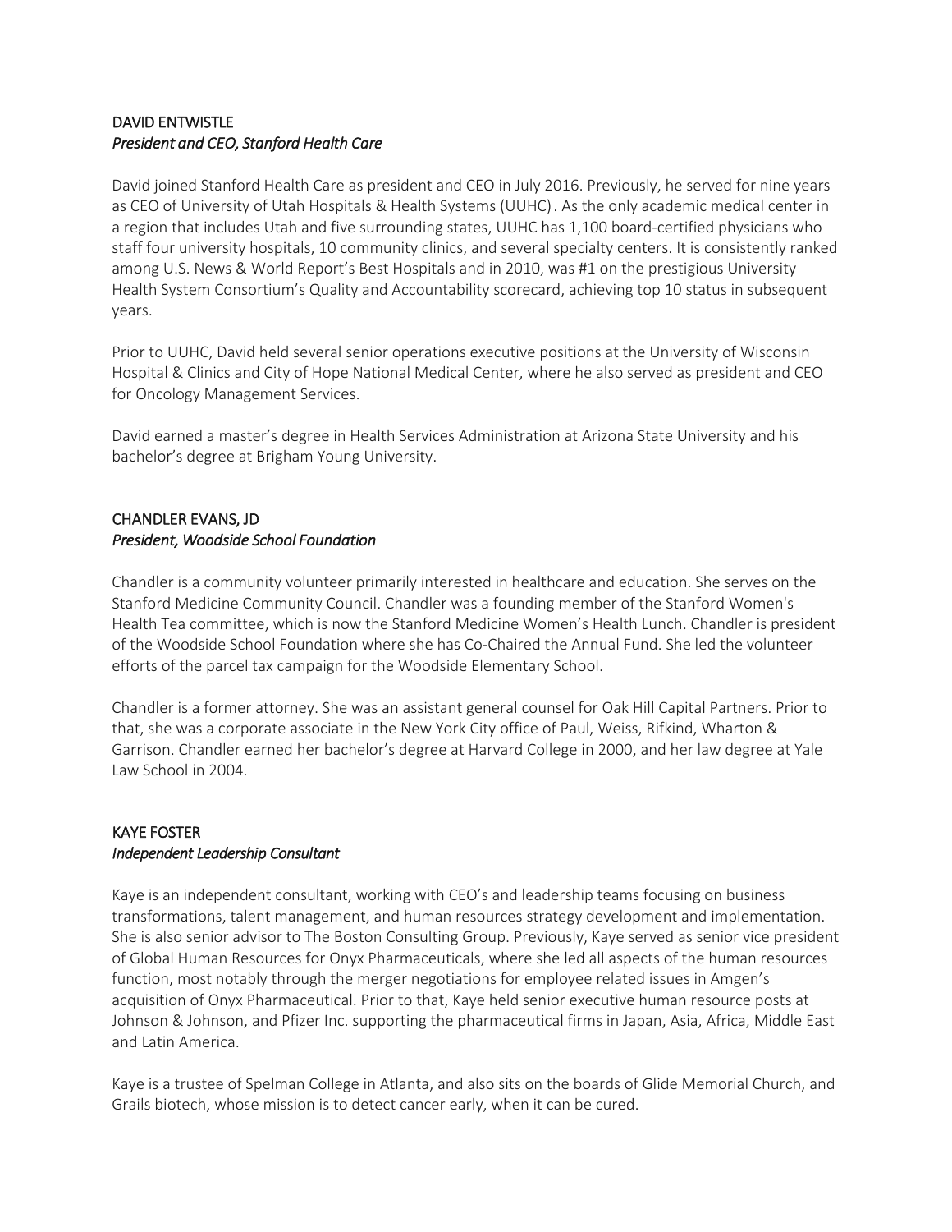**DAVID ENTWISTLE**
*President and CEO, Stanford Health Care*

David joined Stanford Health Care as president and CEO in July 2016. Previously, he served for nine years as CEO of University of Utah Hospitals & Health Systems (UUHC). As the only academic medical center in a region that includes Utah and five surrounding states, UUHC has 1,100 board-certified physicians who staff four university hospitals, 10 community clinics, and several specialty centers. It is consistently ranked among U.S. News & World Report's Best Hospitals and in 2010, was #1 on the prestigious University Health System Consortium's Quality and Accountability scorecard, achieving top 10 status in subsequent years.

Prior to UUHC, David held several senior operations executive positions at the University of Wisconsin Hospital & Clinics and City of Hope National Medical Center, where he also served as president and CEO for Oncology Management Services.

David earned a master's degree in Health Services Administration at Arizona State University and his bachelor's degree at Brigham Young University.

**CHANDLER EVANS, JD**
*President, Woodside School Foundation*

Chandler is a community volunteer primarily interested in healthcare and education. She serves on the Stanford Medicine Community Council. Chandler was a founding member of the Stanford Women's Health Tea committee, which is now the Stanford Medicine Women's Health Lunch. Chandler is president of the Woodside School Foundation where she has Co-Chaired the Annual Fund. She led the volunteer efforts of the parcel tax campaign for the Woodside Elementary School.

Chandler is a former attorney. She was an assistant general counsel for Oak Hill Capital Partners. Prior to that, she was a corporate associate in the New York City office of Paul, Weiss, Rifkind, Wharton & Garrison. Chandler earned her bachelor's degree at Harvard College in 2000, and her law degree at Yale Law School in 2004.

**KAYE FOSTER**
*Independent Leadership Consultant*

Kaye is an independent consultant, working with CEO's and leadership teams focusing on business transformations, talent management, and human resources strategy development and implementation. She is also senior advisor to The Boston Consulting Group. Previously, Kaye served as senior vice president of Global Human Resources for Onyx Pharmaceuticals, where she led all aspects of the human resources function, most notably through the merger negotiations for employee related issues in Amgen's acquisition of Onyx Pharmaceutical. Prior to that, Kaye held senior executive human resource posts at Johnson & Johnson, and Pfizer Inc. supporting the pharmaceutical firms in Japan, Asia, Africa, Middle East and Latin America.

Kaye is a trustee of Spelman College in Atlanta, and also sits on the boards of Glide Memorial Church, and Grails biotech, whose mission is to detect cancer early, when it can be cured.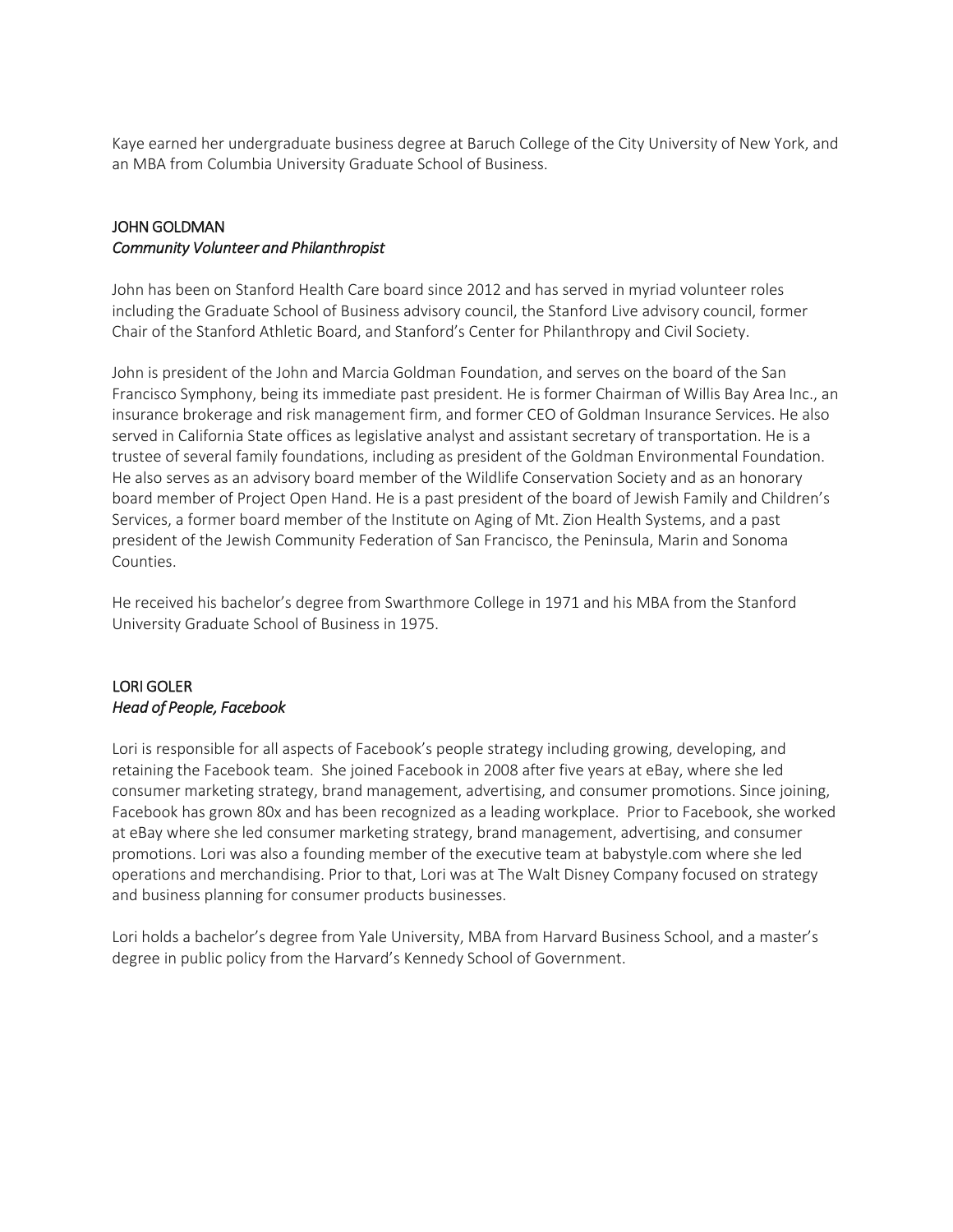Kaye earned her undergraduate business degree at Baruch College of the City University of New York, and an MBA from Columbia University Graduate School of Business.

### JOHN GOLDMAN
*Community Volunteer and Philanthropist*

John has been on Stanford Health Care board since 2012 and has served in myriad volunteer roles including the Graduate School of Business advisory council, the Stanford Live advisory council, former Chair of the Stanford Athletic Board, and Stanford's Center for Philanthropy and Civil Society.

John is president of the John and Marcia Goldman Foundation, and serves on the board of the San Francisco Symphony, being its immediate past president. He is former Chairman of Willis Bay Area Inc., an insurance brokerage and risk management firm, and former CEO of Goldman Insurance Services. He also served in California State offices as legislative analyst and assistant secretary of transportation. He is a trustee of several family foundations, including as president of the Goldman Environmental Foundation. He also serves as an advisory board member of the Wildlife Conservation Society and as an honorary board member of Project Open Hand. He is a past president of the board of Jewish Family and Children's Services, a former board member of the Institute on Aging of Mt. Zion Health Systems, and a past president of the Jewish Community Federation of San Francisco, the Peninsula, Marin and Sonoma Counties.

He received his bachelor's degree from Swarthmore College in 1971 and his MBA from the Stanford University Graduate School of Business in 1975.

### LORI GOLER
*Head of People, Facebook*

Lori is responsible for all aspects of Facebook's people strategy including growing, developing, and retaining the Facebook team. She joined Facebook in 2008 after five years at eBay, where she led consumer marketing strategy, brand management, advertising, and consumer promotions. Since joining, Facebook has grown 80x and has been recognized as a leading workplace. Prior to Facebook, she worked at eBay where she led consumer marketing strategy, brand management, advertising, and consumer promotions. Lori was also a founding member of the executive team at babystyle.com where she led operations and merchandising. Prior to that, Lori was at The Walt Disney Company focused on strategy and business planning for consumer products businesses.

Lori holds a bachelor's degree from Yale University, MBA from Harvard Business School, and a master's degree in public policy from the Harvard's Kennedy School of Government.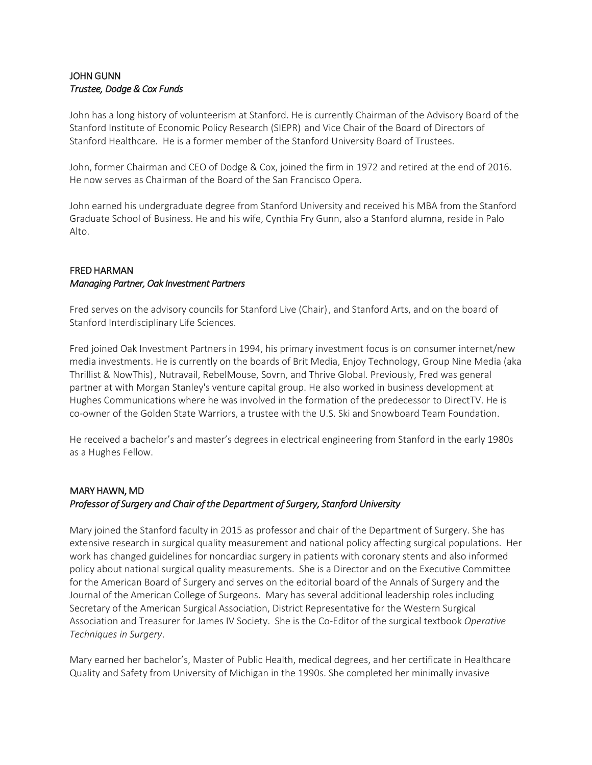## JOHN GUNN

*Trustee, Dodge & Cox Funds*

John has a long history of volunteerism at Stanford. He is currently Chairman of the Advisory Board of the Stanford Institute of Economic Policy Research (SIEPR) and Vice Chair of the Board of Directors of Stanford Healthcare. He is a former member of the Stanford University Board of Trustees.

John, former Chairman and CEO of Dodge & Cox, joined the firm in 1972 and retired at the end of 2016. He now serves as Chairman of the Board of the San Francisco Opera.

John earned his undergraduate degree from Stanford University and received his MBA from the Stanford Graduate School of Business. He and his wife, Cynthia Fry Gunn, also a Stanford alumna, reside in Palo Alto.

## FRED HARMAN

*Managing Partner, Oak Investment Partners*

Fred serves on the advisory councils for Stanford Live (Chair), and Stanford Arts, and on the board of Stanford Interdisciplinary Life Sciences.

Fred joined Oak Investment Partners in 1994, his primary investment focus is on consumer internet/new media investments. He is currently on the boards of Brit Media, Enjoy Technology, Group Nine Media (aka Thrillist & NowThis), Nutravail, RebelMouse, Sovrn, and Thrive Global. Previously, Fred was general partner at with Morgan Stanley's venture capital group. He also worked in business development at Hughes Communications where he was involved in the formation of the predecessor to DirectTV. He is co-owner of the Golden State Warriors, a trustee with the U.S. Ski and Snowboard Team Foundation.

He received a bachelor's and master's degrees in electrical engineering from Stanford in the early 1980s as a Hughes Fellow.

## MARY HAWN, MD

*Professor of Surgery and Chair of the Department of Surgery, Stanford University*

Mary joined the Stanford faculty in 2015 as professor and chair of the Department of Surgery. She has extensive research in surgical quality measurement and national policy affecting surgical populations. Her work has changed guidelines for noncardiac surgery in patients with coronary stents and also informed policy about national surgical quality measurements. She is a Director and on the Executive Committee for the American Board of Surgery and serves on the editorial board of the Annals of Surgery and the Journal of the American College of Surgeons. Mary has several additional leadership roles including Secretary of the American Surgical Association, District Representative for the Western Surgical Association and Treasurer for James IV Society. She is the Co-Editor of the surgical textbook *Operative Techniques in Surgery*.

Mary earned her bachelor's, Master of Public Health, medical degrees, and her certificate in Healthcare Quality and Safety from University of Michigan in the 1990s. She completed her minimally invasive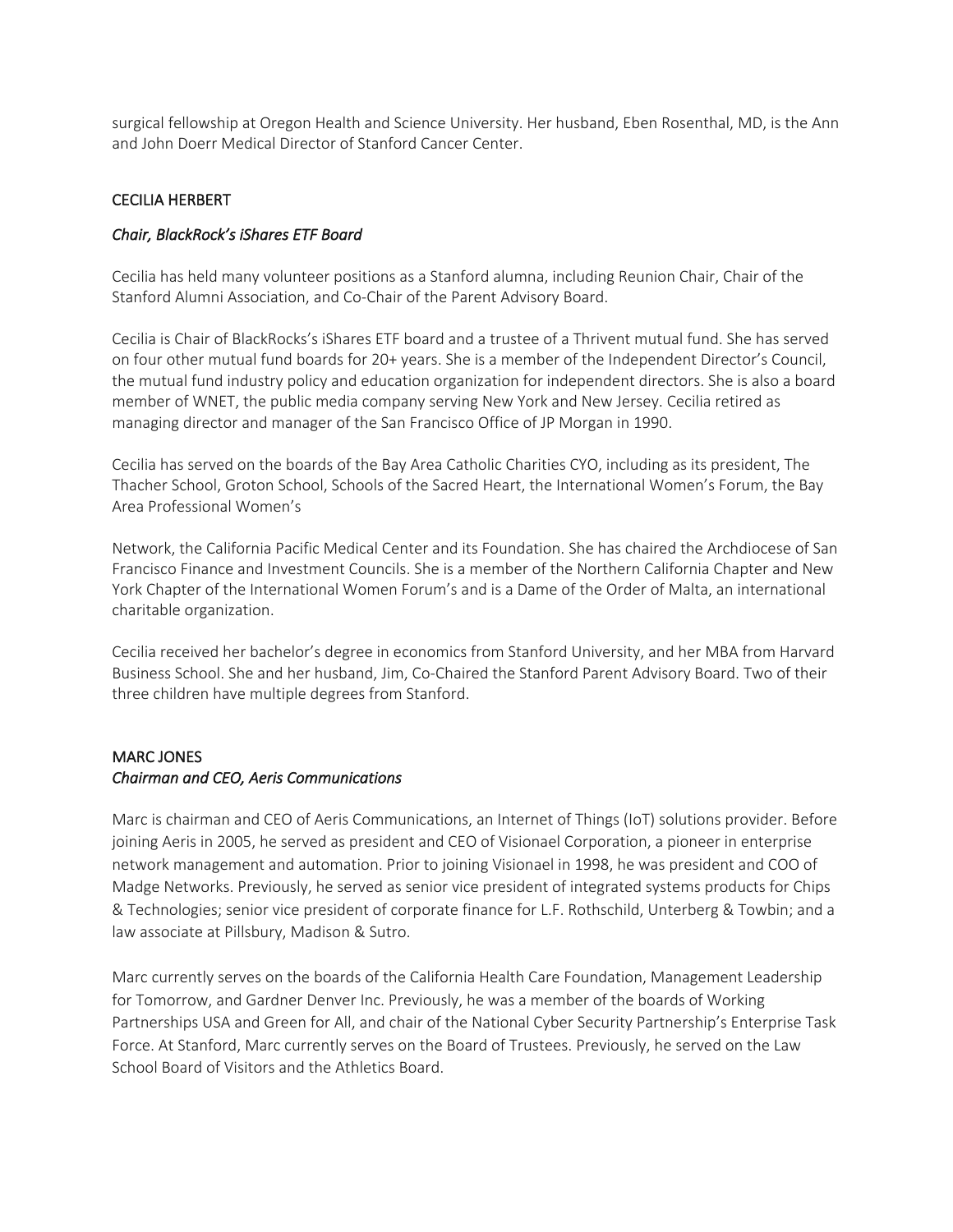surgical fellowship at Oregon Health and Science University. Her husband, Eben Rosenthal, MD, is the Ann and John Doerr Medical Director of Stanford Cancer Center.

## CECILIA HERBERT

*Chair, BlackRock's iShares ETF Board*

Cecilia has held many volunteer positions as a Stanford alumna, including Reunion Chair, Chair of the Stanford Alumni Association, and Co-Chair of the Parent Advisory Board.

Cecilia is Chair of BlackRocks's iShares ETF board and a trustee of a Thrivent mutual fund. She has served on four other mutual fund boards for 20+ years. She is a member of the Independent Director's Council, the mutual fund industry policy and education organization for independent directors. She is also a board member of WNET, the public media company serving New York and New Jersey. Cecilia retired as managing director and manager of the San Francisco Office of JP Morgan in 1990.

Cecilia has served on the boards of the Bay Area Catholic Charities CYO, including as its president, The Thacher School, Groton School, Schools of the Sacred Heart, the International Women's Forum, the Bay Area Professional Women's

Network, the California Pacific Medical Center and its Foundation. She has chaired the Archdiocese of San Francisco Finance and Investment Councils. She is a member of the Northern California Chapter and New York Chapter of the International Women Forum's and is a Dame of the Order of Malta, an international charitable organization.

Cecilia received her bachelor's degree in economics from Stanford University, and her MBA from Harvard Business School. She and her husband, Jim, Co-Chaired the Stanford Parent Advisory Board. Two of their three children have multiple degrees from Stanford.

## MARC JONES

*Chairman and CEO, Aeris Communications*

Marc is chairman and CEO of Aeris Communications, an Internet of Things (IoT) solutions provider. Before joining Aeris in 2005, he served as president and CEO of Visionael Corporation, a pioneer in enterprise network management and automation. Prior to joining Visionael in 1998, he was president and COO of Madge Networks. Previously, he served as senior vice president of integrated systems products for Chips & Technologies; senior vice president of corporate finance for L.F. Rothschild, Unterberg & Towbin; and a law associate at Pillsbury, Madison & Sutro.

Marc currently serves on the boards of the California Health Care Foundation, Management Leadership for Tomorrow, and Gardner Denver Inc. Previously, he was a member of the boards of Working Partnerships USA and Green for All, and chair of the National Cyber Security Partnership's Enterprise Task Force. At Stanford, Marc currently serves on the Board of Trustees. Previously, he served on the Law School Board of Visitors and the Athletics Board.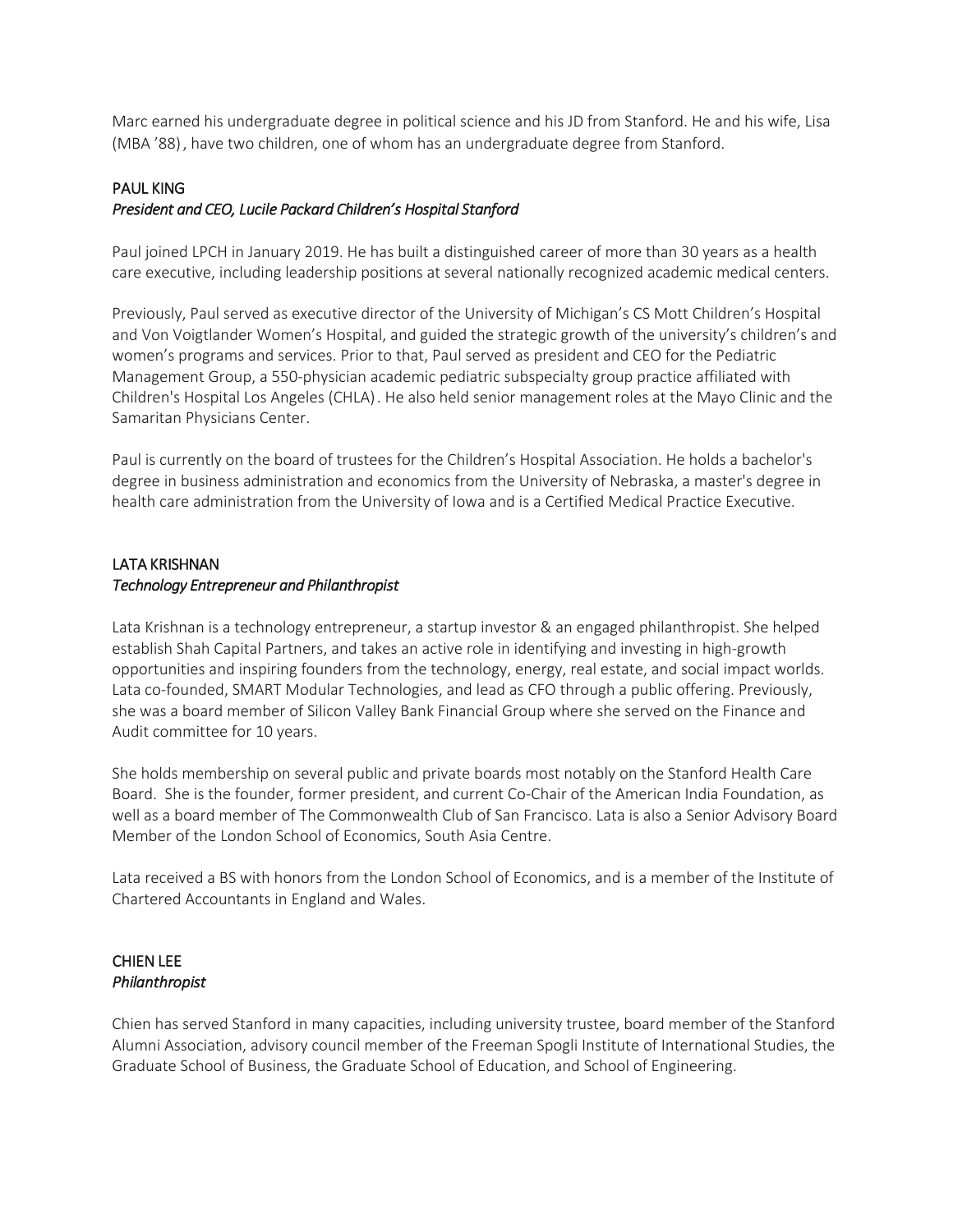Marc earned his undergraduate degree in political science and his JD from Stanford. He and his wife, Lisa (MBA '88), have two children, one of whom has an undergraduate degree from Stanford.

### PAUL KING
*President and CEO, Lucile Packard Children's Hospital Stanford*

Paul joined LPCH in January 2019. He has built a distinguished career of more than 30 years as a health care executive, including leadership positions at several nationally recognized academic medical centers.

Previously, Paul served as executive director of the University of Michigan's CS Mott Children's Hospital and Von Voigtlander Women's Hospital, and guided the strategic growth of the university's children's and women's programs and services. Prior to that, Paul served as president and CEO for the Pediatric Management Group, a 550-physician academic pediatric subspecialty group practice affiliated with Children's Hospital Los Angeles (CHLA). He also held senior management roles at the Mayo Clinic and the Samaritan Physicians Center.

Paul is currently on the board of trustees for the Children's Hospital Association. He holds a bachelor's degree in business administration and economics from the University of Nebraska, a master's degree in health care administration from the University of Iowa and is a Certified Medical Practice Executive.

### LATA KRISHNAN
*Technology Entrepreneur and Philanthropist*

Lata Krishnan is a technology entrepreneur, a startup investor & an engaged philanthropist. She helped establish Shah Capital Partners, and takes an active role in identifying and investing in high-growth opportunities and inspiring founders from the technology, energy, real estate, and social impact worlds. Lata co-founded, SMART Modular Technologies, and lead as CFO through a public offering. Previously, she was a board member of Silicon Valley Bank Financial Group where she served on the Finance and Audit committee for 10 years.

She holds membership on several public and private boards most notably on the Stanford Health Care Board. She is the founder, former president, and current Co-Chair of the American India Foundation, as well as a board member of The Commonwealth Club of San Francisco. Lata is also a Senior Advisory Board Member of the London School of Economics, South Asia Centre.

Lata received a BS with honors from the London School of Economics, and is a member of the Institute of Chartered Accountants in England and Wales.

### CHIEN LEE
*Philanthropist*

Chien has served Stanford in many capacities, including university trustee, board member of the Stanford Alumni Association, advisory council member of the Freeman Spogli Institute of International Studies, the Graduate School of Business, the Graduate School of Education, and School of Engineering.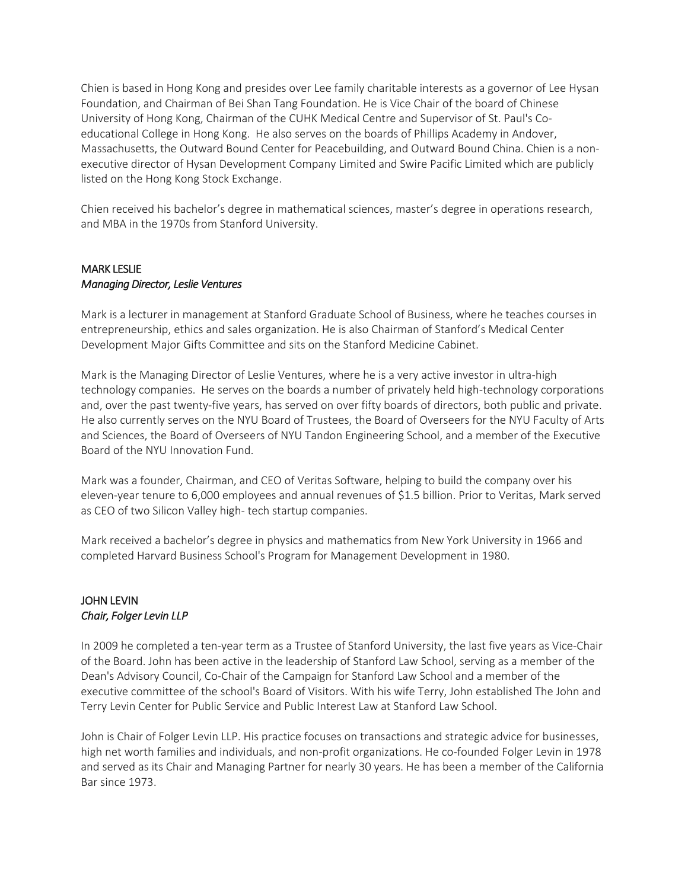Chien is based in Hong Kong and presides over Lee family charitable interests as a governor of Lee Hysan Foundation, and Chairman of Bei Shan Tang Foundation. He is Vice Chair of the board of Chinese University of Hong Kong, Chairman of the CUHK Medical Centre and Supervisor of St. Paul's Co-educational College in Hong Kong. He also serves on the boards of Phillips Academy in Andover, Massachusetts, the Outward Bound Center for Peacebuilding, and Outward Bound China. Chien is a non-executive director of Hysan Development Company Limited and Swire Pacific Limited which are publicly listed on the Hong Kong Stock Exchange.

Chien received his bachelor's degree in mathematical sciences, master's degree in operations research, and MBA in the 1970s from Stanford University.

### MARK LESLIE
*Managing Director, Leslie Ventures*

Mark is a lecturer in management at Stanford Graduate School of Business, where he teaches courses in entrepreneurship, ethics and sales organization. He is also Chairman of Stanford's Medical Center Development Major Gifts Committee and sits on the Stanford Medicine Cabinet.

Mark is the Managing Director of Leslie Ventures, where he is a very active investor in ultra-high technology companies. He serves on the boards a number of privately held high-technology corporations and, over the past twenty-five years, has served on over fifty boards of directors, both public and private. He also currently serves on the NYU Board of Trustees, the Board of Overseers for the NYU Faculty of Arts and Sciences, the Board of Overseers of NYU Tandon Engineering School, and a member of the Executive Board of the NYU Innovation Fund.

Mark was a founder, Chairman, and CEO of Veritas Software, helping to build the company over his eleven-year tenure to 6,000 employees and annual revenues of $1.5 billion. Prior to Veritas, Mark served as CEO of two Silicon Valley high- tech startup companies.

Mark received a bachelor's degree in physics and mathematics from New York University in 1966 and completed Harvard Business School's Program for Management Development in 1980.

### JOHN LEVIN
*Chair, Folger Levin LLP*

In 2009 he completed a ten-year term as a Trustee of Stanford University, the last five years as Vice-Chair of the Board. John has been active in the leadership of Stanford Law School, serving as a member of the Dean's Advisory Council, Co-Chair of the Campaign for Stanford Law School and a member of the executive committee of the school's Board of Visitors. With his wife Terry, John established The John and Terry Levin Center for Public Service and Public Interest Law at Stanford Law School.

John is Chair of Folger Levin LLP. His practice focuses on transactions and strategic advice for businesses, high net worth families and individuals, and non-profit organizations. He co-founded Folger Levin in 1978 and served as its Chair and Managing Partner for nearly 30 years. He has been a member of the California Bar since 1973.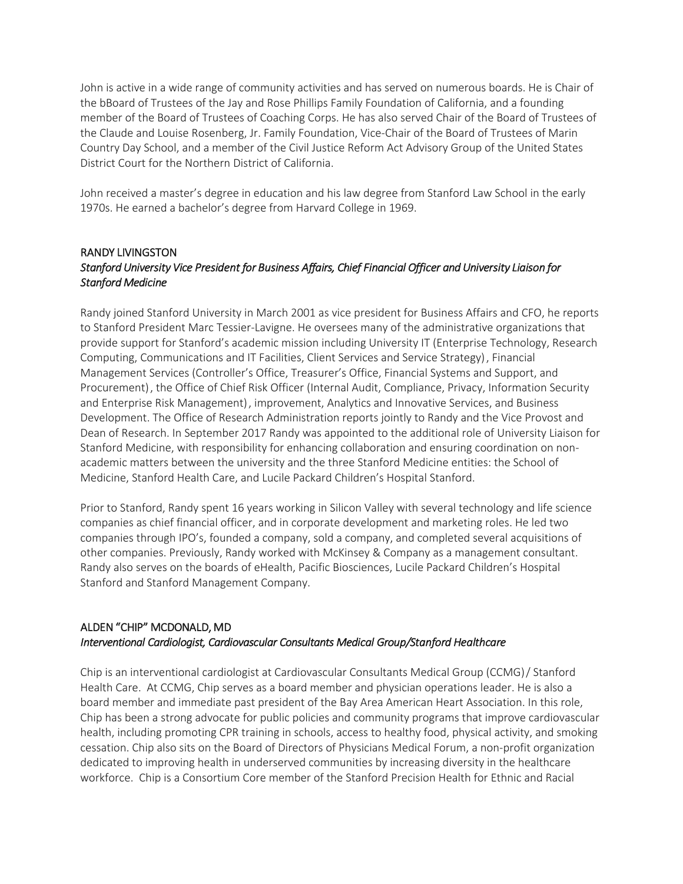John is active in a wide range of community activities and has served on numerous boards. He is Chair of the bBoard of Trustees of the Jay and Rose Phillips Family Foundation of California, and a founding member of the Board of Trustees of Coaching Corps. He has also served Chair of the Board of Trustees of the Claude and Louise Rosenberg, Jr. Family Foundation, Vice-Chair of the Board of Trustees of Marin Country Day School, and a member of the Civil Justice Reform Act Advisory Group of the United States District Court for the Northern District of California.

John received a master's degree in education and his law degree from Stanford Law School in the early 1970s. He earned a bachelor's degree from Harvard College in 1969.

## RANDY LIVINGSTON

*Stanford University Vice President for Business Affairs, Chief Financial Officer and University Liaison for Stanford Medicine*

Randy joined Stanford University in March 2001 as vice president for Business Affairs and CFO, he reports to Stanford President Marc Tessier-Lavigne. He oversees many of the administrative organizations that provide support for Stanford's academic mission including University IT (Enterprise Technology, Research Computing, Communications and IT Facilities, Client Services and Service Strategy), Financial Management Services (Controller's Office, Treasurer's Office, Financial Systems and Support, and Procurement), the Office of Chief Risk Officer (Internal Audit, Compliance, Privacy, Information Security and Enterprise Risk Management), improvement, Analytics and Innovative Services, and Business Development. The Office of Research Administration reports jointly to Randy and the Vice Provost and Dean of Research. In September 2017 Randy was appointed to the additional role of University Liaison for Stanford Medicine, with responsibility for enhancing collaboration and ensuring coordination on non-academic matters between the university and the three Stanford Medicine entities: the School of Medicine, Stanford Health Care, and Lucile Packard Children's Hospital Stanford.

Prior to Stanford, Randy spent 16 years working in Silicon Valley with several technology and life science companies as chief financial officer, and in corporate development and marketing roles. He led two companies through IPO's, founded a company, sold a company, and completed several acquisitions of other companies. Previously, Randy worked with McKinsey & Company as a management consultant. Randy also serves on the boards of eHealth, Pacific Biosciences, Lucile Packard Children's Hospital Stanford and Stanford Management Company.

## ALDEN "CHIP" MCDONALD, MD

*Interventional Cardiologist, Cardiovascular Consultants Medical Group/Stanford Healthcare*

Chip is an interventional cardiologist at Cardiovascular Consultants Medical Group (CCMG) / Stanford Health Care. At CCMG, Chip serves as a board member and physician operations leader. He is also a board member and immediate past president of the Bay Area American Heart Association. In this role, Chip has been a strong advocate for public policies and community programs that improve cardiovascular health, including promoting CPR training in schools, access to healthy food, physical activity, and smoking cessation. Chip also sits on the Board of Directors of Physicians Medical Forum, a non-profit organization dedicated to improving health in underserved communities by increasing diversity in the healthcare workforce. Chip is a Consortium Core member of the Stanford Precision Health for Ethnic and Racial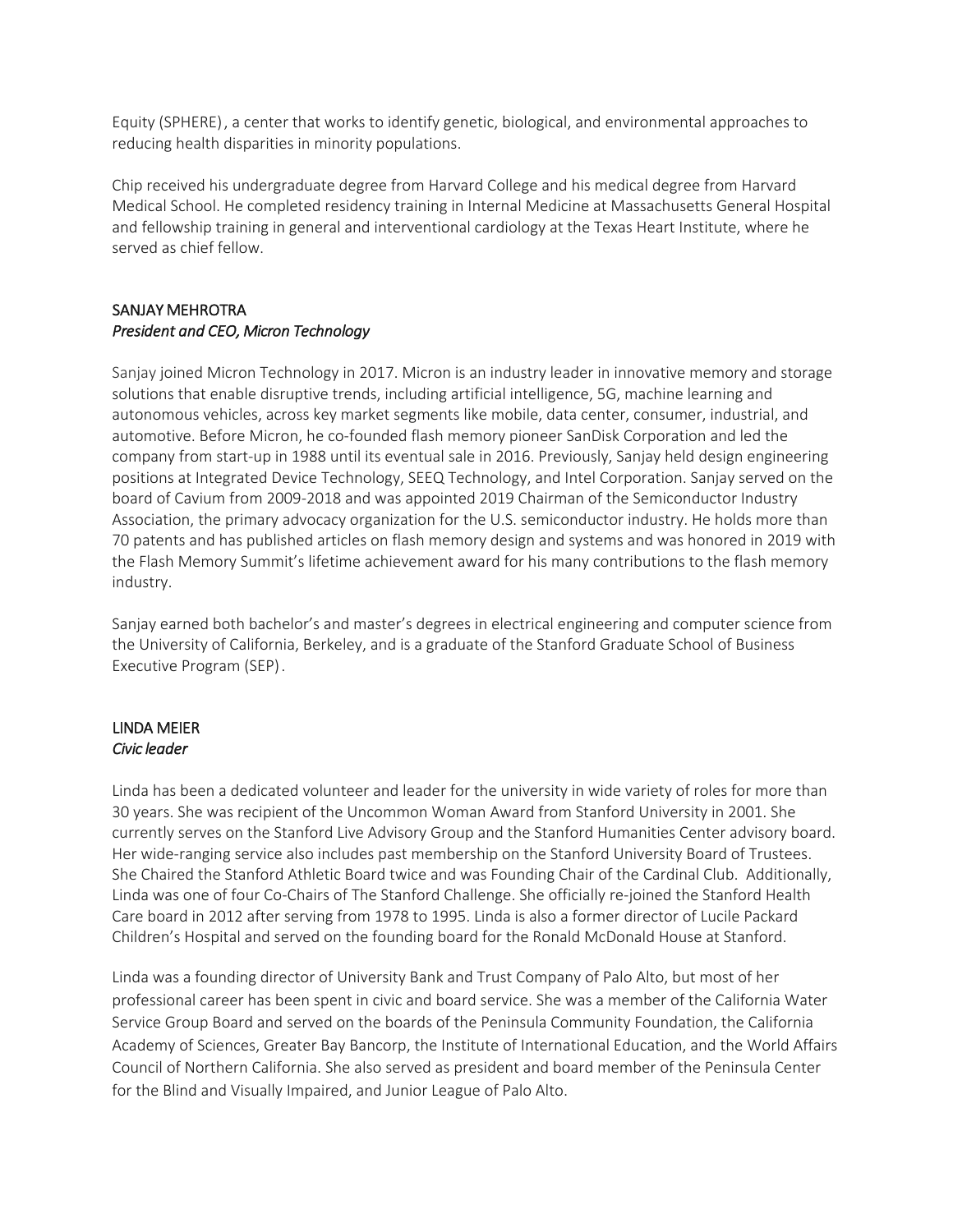Equity (SPHERE), a center that works to identify genetic, biological, and environmental approaches to reducing health disparities in minority populations.

Chip received his undergraduate degree from Harvard College and his medical degree from Harvard Medical School. He completed residency training in Internal Medicine at Massachusetts General Hospital and fellowship training in general and interventional cardiology at the Texas Heart Institute, where he served as chief fellow.

### SANJAY MEHROTRA
*President and CEO, Micron Technology*

Sanjay joined Micron Technology in 2017. Micron is an industry leader in innovative memory and storage solutions that enable disruptive trends, including artificial intelligence, 5G, machine learning and autonomous vehicles, across key market segments like mobile, data center, consumer, industrial, and automotive. Before Micron, he co-founded flash memory pioneer SanDisk Corporation and led the company from start-up in 1988 until its eventual sale in 2016. Previously, Sanjay held design engineering positions at Integrated Device Technology, SEEQ Technology, and Intel Corporation. Sanjay served on the board of Cavium from 2009-2018 and was appointed 2019 Chairman of the Semiconductor Industry Association, the primary advocacy organization for the U.S. semiconductor industry. He holds more than 70 patents and has published articles on flash memory design and systems and was honored in 2019 with the Flash Memory Summit's lifetime achievement award for his many contributions to the flash memory industry.

Sanjay earned both bachelor's and master's degrees in electrical engineering and computer science from the University of California, Berkeley, and is a graduate of the Stanford Graduate School of Business Executive Program (SEP).

### LINDA MEIER
*Civic leader*

Linda has been a dedicated volunteer and leader for the university in wide variety of roles for more than 30 years. She was recipient of the Uncommon Woman Award from Stanford University in 2001. She currently serves on the Stanford Live Advisory Group and the Stanford Humanities Center advisory board. Her wide-ranging service also includes past membership on the Stanford University Board of Trustees. She Chaired the Stanford Athletic Board twice and was Founding Chair of the Cardinal Club. Additionally, Linda was one of four Co-Chairs of The Stanford Challenge. She officially re-joined the Stanford Health Care board in 2012 after serving from 1978 to 1995. Linda is also a former director of Lucile Packard Children's Hospital and served on the founding board for the Ronald McDonald House at Stanford.

Linda was a founding director of University Bank and Trust Company of Palo Alto, but most of her professional career has been spent in civic and board service. She was a member of the California Water Service Group Board and served on the boards of the Peninsula Community Foundation, the California Academy of Sciences, Greater Bay Bancorp, the Institute of International Education, and the World Affairs Council of Northern California. She also served as president and board member of the Peninsula Center for the Blind and Visually Impaired, and Junior League of Palo Alto.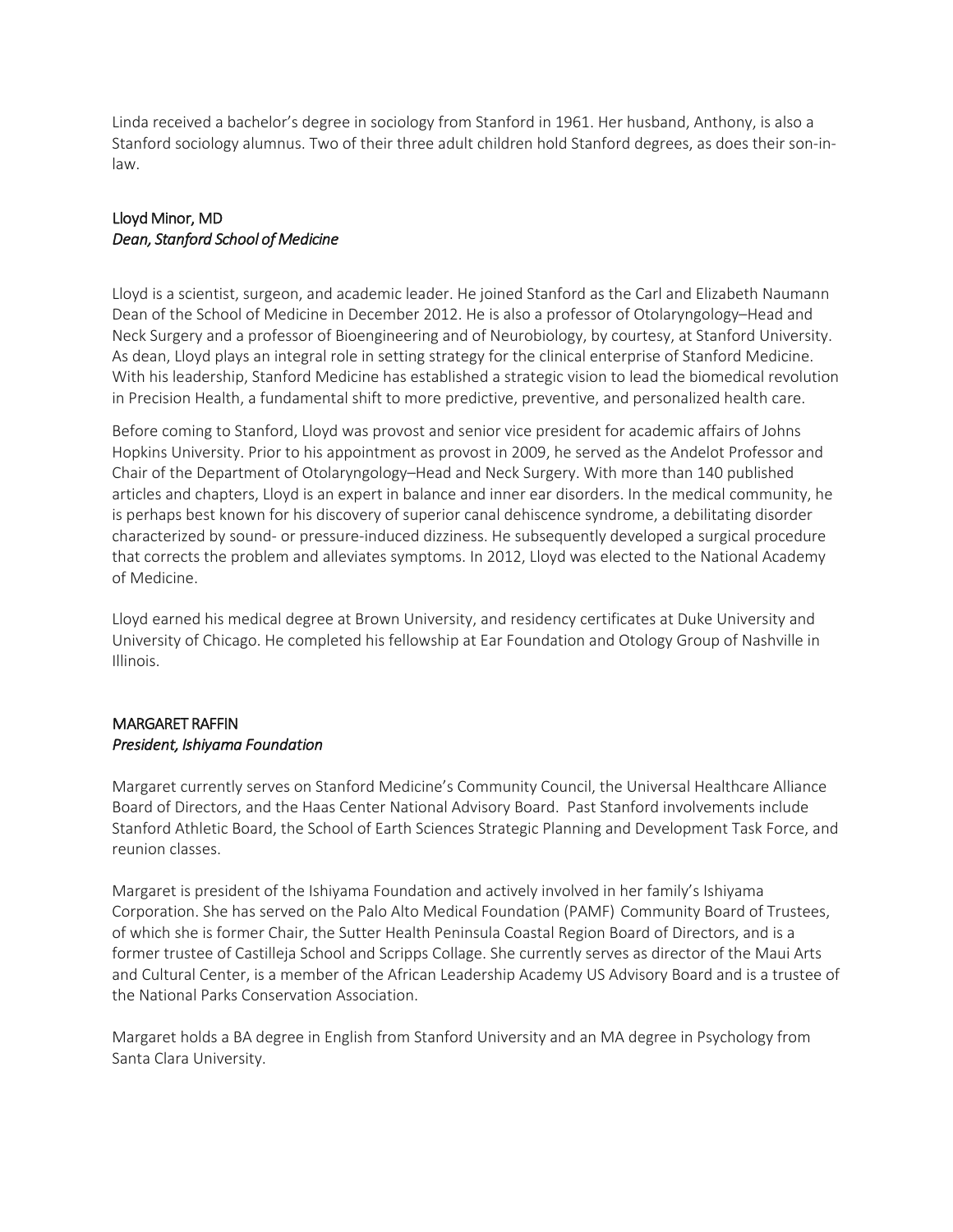Linda received a bachelor's degree in sociology from Stanford in 1961. Her husband, Anthony, is also a Stanford sociology alumnus. Two of their three adult children hold Stanford degrees, as does their son-in-law.

## Lloyd Minor, MD
*Dean, Stanford School of Medicine*

Lloyd is a scientist, surgeon, and academic leader. He joined Stanford as the Carl and Elizabeth Naumann Dean of the School of Medicine in December 2012. He is also a professor of Otolaryngology–Head and Neck Surgery and a professor of Bioengineering and of Neurobiology, by courtesy, at Stanford University. As dean, Lloyd plays an integral role in setting strategy for the clinical enterprise of Stanford Medicine. With his leadership, Stanford Medicine has established a strategic vision to lead the biomedical revolution in Precision Health, a fundamental shift to more predictive, preventive, and personalized health care.

Before coming to Stanford, Lloyd was provost and senior vice president for academic affairs of Johns Hopkins University. Prior to his appointment as provost in 2009, he served as the Andelot Professor and Chair of the Department of Otolaryngology–Head and Neck Surgery. With more than 140 published articles and chapters, Lloyd is an expert in balance and inner ear disorders. In the medical community, he is perhaps best known for his discovery of superior canal dehiscence syndrome, a debilitating disorder characterized by sound- or pressure-induced dizziness. He subsequently developed a surgical procedure that corrects the problem and alleviates symptoms. In 2012, Lloyd was elected to the National Academy of Medicine.

Lloyd earned his medical degree at Brown University, and residency certificates at Duke University and University of Chicago. He completed his fellowship at Ear Foundation and Otology Group of Nashville in Illinois.

## MARGARET RAFFIN
*President, Ishiyama Foundation*

Margaret currently serves on Stanford Medicine's Community Council, the Universal Healthcare Alliance Board of Directors, and the Haas Center National Advisory Board. Past Stanford involvements include Stanford Athletic Board, the School of Earth Sciences Strategic Planning and Development Task Force, and reunion classes.

Margaret is president of the Ishiyama Foundation and actively involved in her family's Ishiyama Corporation. She has served on the Palo Alto Medical Foundation (PAMF) Community Board of Trustees, of which she is former Chair, the Sutter Health Peninsula Coastal Region Board of Directors, and is a former trustee of Castilleja School and Scripps Collage. She currently serves as director of the Maui Arts and Cultural Center, is a member of the African Leadership Academy US Advisory Board and is a trustee of the National Parks Conservation Association.

Margaret holds a BA degree in English from Stanford University and an MA degree in Psychology from Santa Clara University.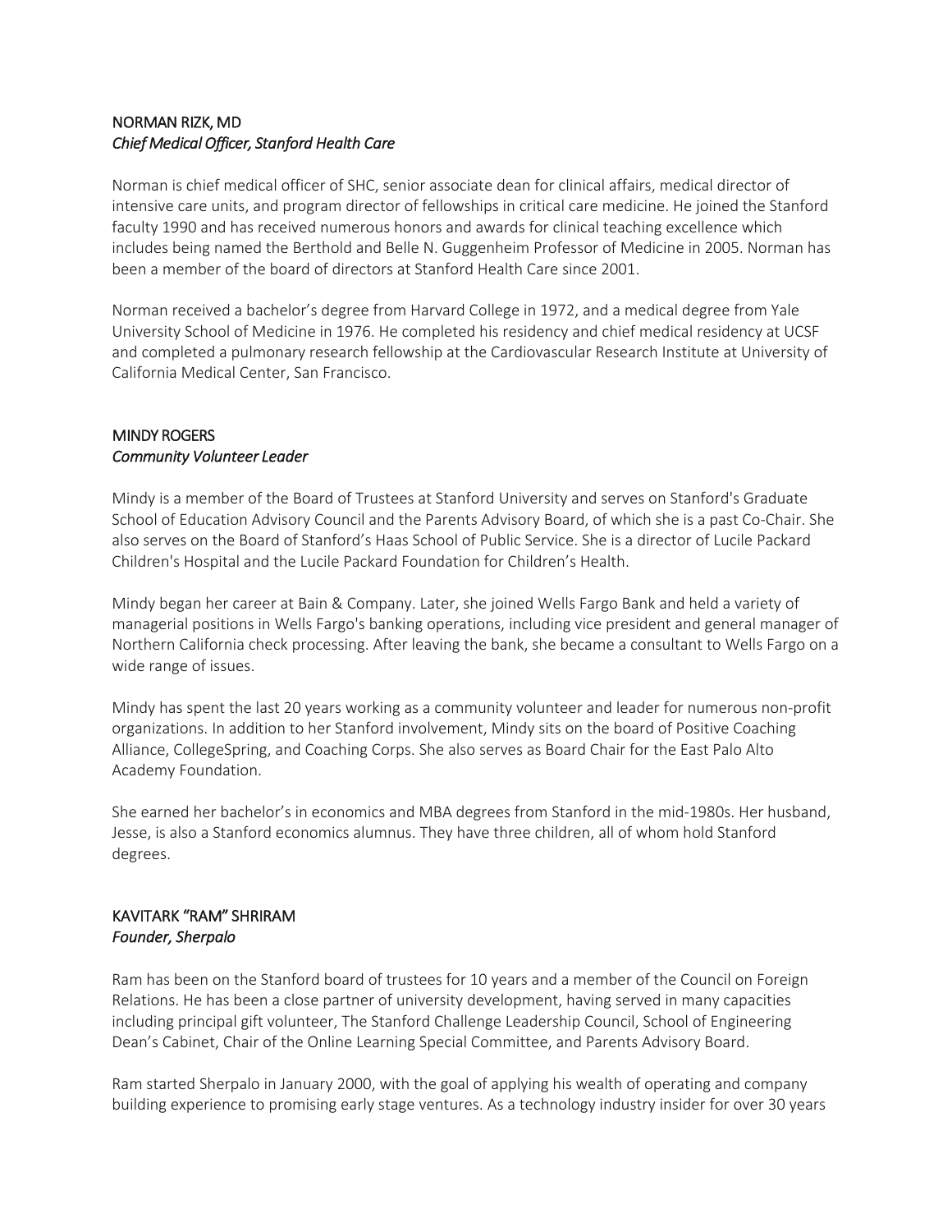### NORMAN RIZK, MD
*Chief Medical Officer, Stanford Health Care*

Norman is chief medical officer of SHC, senior associate dean for clinical affairs, medical director of intensive care units, and program director of fellowships in critical care medicine. He joined the Stanford faculty 1990 and has received numerous honors and awards for clinical teaching excellence which includes being named the Berthold and Belle N. Guggenheim Professor of Medicine in 2005. Norman has been a member of the board of directors at Stanford Health Care since 2001.

Norman received a bachelor's degree from Harvard College in 1972, and a medical degree from Yale University School of Medicine in 1976. He completed his residency and chief medical residency at UCSF and completed a pulmonary research fellowship at the Cardiovascular Research Institute at University of California Medical Center, San Francisco.

### MINDY ROGERS
*Community Volunteer Leader*

Mindy is a member of the Board of Trustees at Stanford University and serves on Stanford's Graduate School of Education Advisory Council and the Parents Advisory Board, of which she is a past Co-Chair. She also serves on the Board of Stanford's Haas School of Public Service. She is a director of Lucile Packard Children's Hospital and the Lucile Packard Foundation for Children's Health.

Mindy began her career at Bain & Company. Later, she joined Wells Fargo Bank and held a variety of managerial positions in Wells Fargo's banking operations, including vice president and general manager of Northern California check processing. After leaving the bank, she became a consultant to Wells Fargo on a wide range of issues.

Mindy has spent the last 20 years working as a community volunteer and leader for numerous non-profit organizations. In addition to her Stanford involvement, Mindy sits on the board of Positive Coaching Alliance, CollegeSpring, and Coaching Corps. She also serves as Board Chair for the East Palo Alto Academy Foundation.

She earned her bachelor's in economics and MBA degrees from Stanford in the mid-1980s. Her husband, Jesse, is also a Stanford economics alumnus. They have three children, all of whom hold Stanford degrees.

### KAVITARK "RAM" SHRIRAM
*Founder, Sherpalo*

Ram has been on the Stanford board of trustees for 10 years and a member of the Council on Foreign Relations. He has been a close partner of university development, having served in many capacities including principal gift volunteer, The Stanford Challenge Leadership Council, School of Engineering Dean's Cabinet, Chair of the Online Learning Special Committee, and Parents Advisory Board.

Ram started Sherpalo in January 2000, with the goal of applying his wealth of operating and company building experience to promising early stage ventures. As a technology industry insider for over 30 years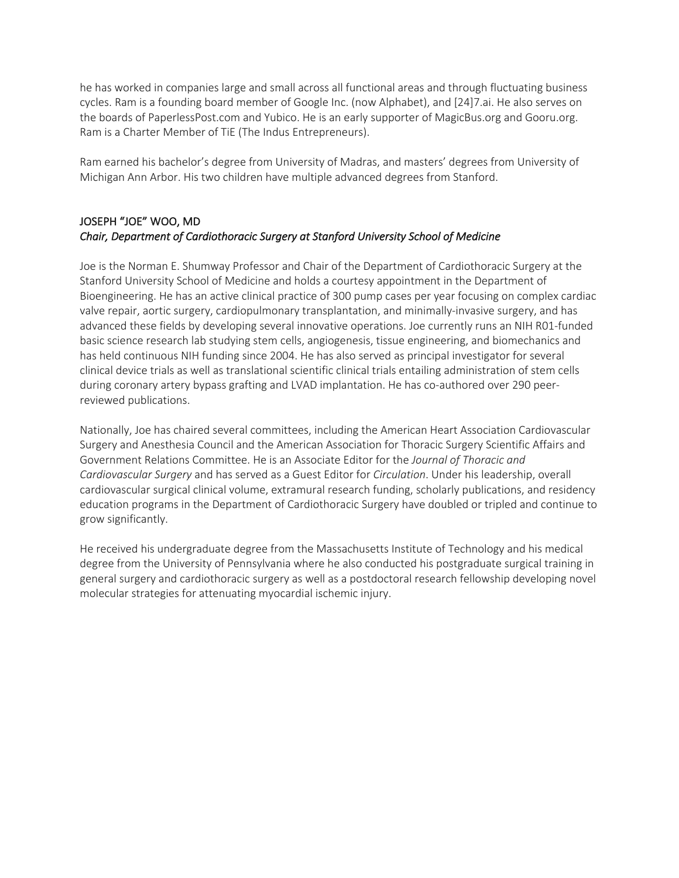he has worked in companies large and small across all functional areas and through fluctuating business cycles. Ram is a founding board member of Google Inc. (now Alphabet), and [24]7.ai. He also serves on the boards of PaperlessPost.com and Yubico. He is an early supporter of MagicBus.org and Gooru.org. Ram is a Charter Member of TiE (The Indus Entrepreneurs).

Ram earned his bachelor's degree from University of Madras, and masters' degrees from University of Michigan Ann Arbor. His two children have multiple advanced degrees from Stanford.

## JOSEPH "JOE" WOO, MD

*Chair, Department of Cardiothoracic Surgery at Stanford University School of Medicine*

Joe is the Norman E. Shumway Professor and Chair of the Department of Cardiothoracic Surgery at the Stanford University School of Medicine and holds a courtesy appointment in the Department of Bioengineering. He has an active clinical practice of 300 pump cases per year focusing on complex cardiac valve repair, aortic surgery, cardiopulmonary transplantation, and minimally-invasive surgery, and has advanced these fields by developing several innovative operations. Joe currently runs an NIH R01-funded basic science research lab studying stem cells, angiogenesis, tissue engineering, and biomechanics and has held continuous NIH funding since 2004. He has also served as principal investigator for several clinical device trials as well as translational scientific clinical trials entailing administration of stem cells during coronary artery bypass grafting and LVAD implantation. He has co-authored over 290 peer-reviewed publications.

Nationally, Joe has chaired several committees, including the American Heart Association Cardiovascular Surgery and Anesthesia Council and the American Association for Thoracic Surgery Scientific Affairs and Government Relations Committee. He is an Associate Editor for the *Journal of Thoracic and Cardiovascular Surgery* and has served as a Guest Editor for *Circulation*. Under his leadership, overall cardiovascular surgical clinical volume, extramural research funding, scholarly publications, and residency education programs in the Department of Cardiothoracic Surgery have doubled or tripled and continue to grow significantly.

He received his undergraduate degree from the Massachusetts Institute of Technology and his medical degree from the University of Pennsylvania where he also conducted his postgraduate surgical training in general surgery and cardiothoracic surgery as well as a postdoctoral research fellowship developing novel molecular strategies for attenuating myocardial ischemic injury.